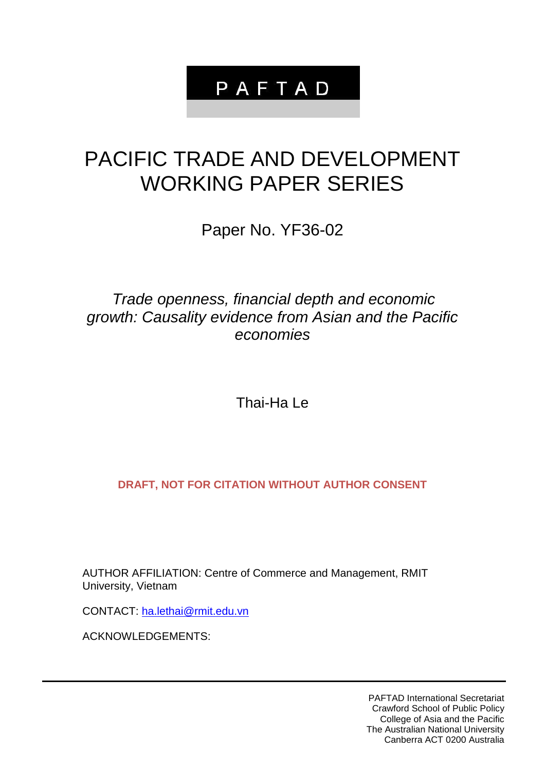# PAFTAD

# PACIFIC TRADE AND DEVELOPMENT WORKING PAPER SERIES

Paper No. YF36-02

*Trade openness, financial depth and economic growth: Causality evidence from Asian and the Pacific economies*

Thai-Ha Le

**DRAFT, NOT FOR CITATION WITHOUT AUTHOR CONSENT**

AUTHOR AFFILIATION: Centre of Commerce and Management, RMIT University, Vietnam

CONTACT: ha.lethai@rmit.edu.vn

ACKNOWLEDGEMENTS:

---

PAFTAD International Secretariat
Crawford School of Public Policy
College of Asia and the Pacific
The Australian National University
Canberra ACT 0200 Australia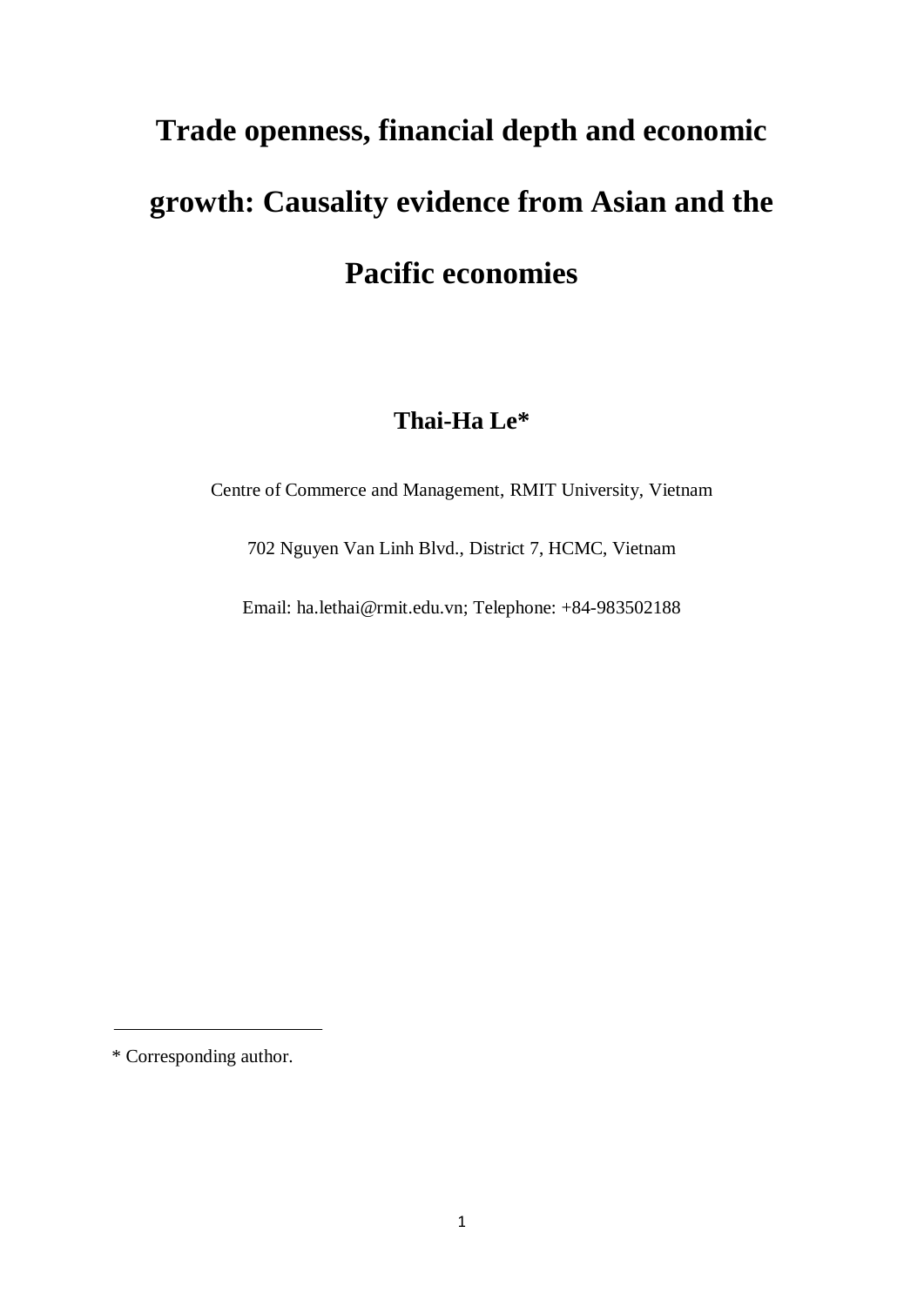# Trade openness, financial depth and economic growth: Causality evidence from Asian and the Pacific economies

**Thai-Ha Le***

Centre of Commerce and Management, RMIT University, Vietnam

702 Nguyen Van Linh Blvd., District 7, HCMC, Vietnam

Email: ha.lethai@rmit.edu.vn; Telephone: +84-983502188

---

\* Corresponding author.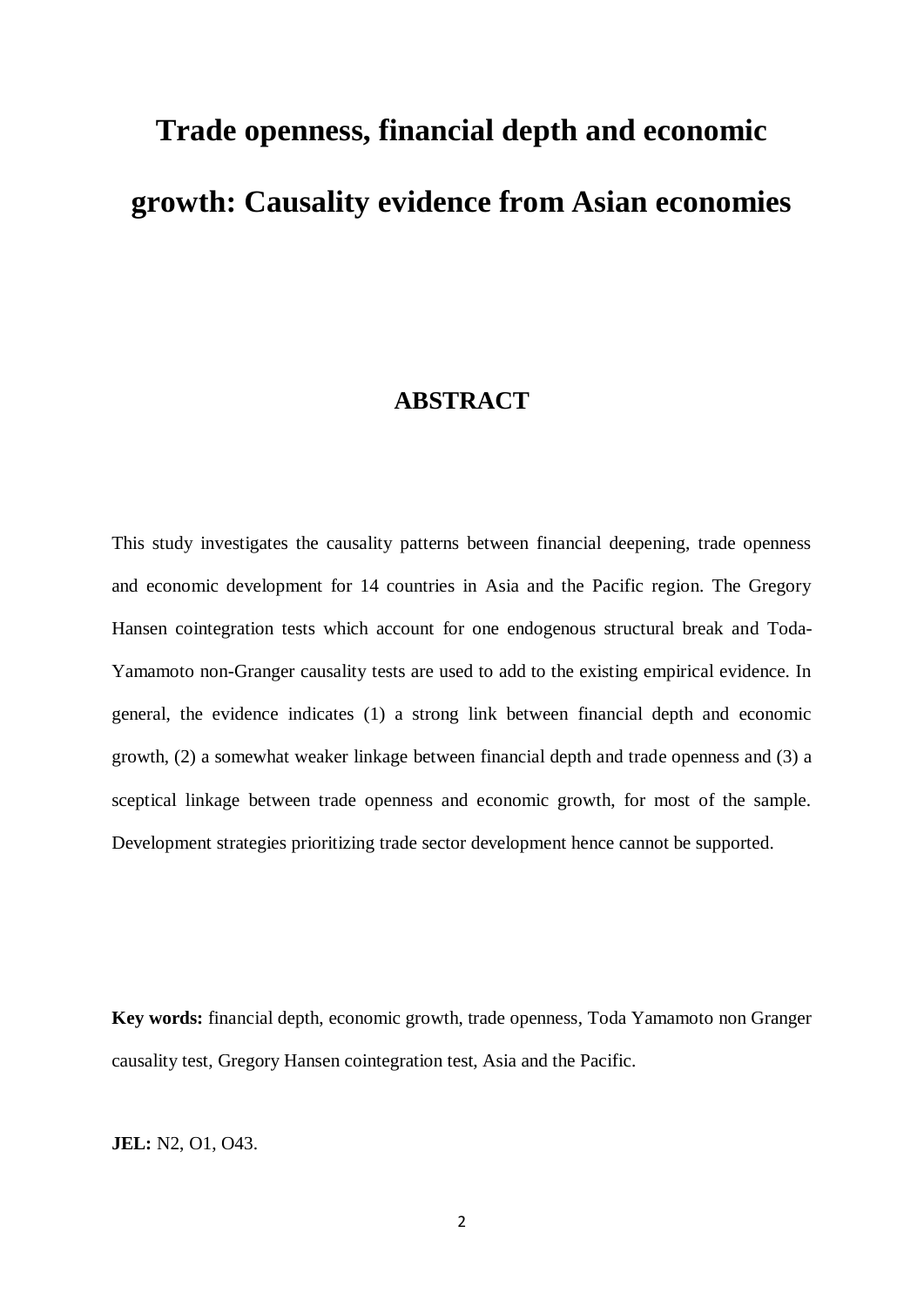# Trade openness, financial depth and economic growth: Causality evidence from Asian economies

## ABSTRACT

This study investigates the causality patterns between financial deepening, trade openness and economic development for 14 countries in Asia and the Pacific region. The Gregory Hansen cointegration tests which account for one endogenous structural break and Toda-Yamamoto non-Granger causality tests are used to add to the existing empirical evidence. In general, the evidence indicates (1) a strong link between financial depth and economic growth, (2) a somewhat weaker linkage between financial depth and trade openness and (3) a sceptical linkage between trade openness and economic growth, for most of the sample. Development strategies prioritizing trade sector development hence cannot be supported.

**Key words:** financial depth, economic growth, trade openness, Toda Yamamoto non Granger causality test, Gregory Hansen cointegration test, Asia and the Pacific.

**JEL:** N2, O1, O43.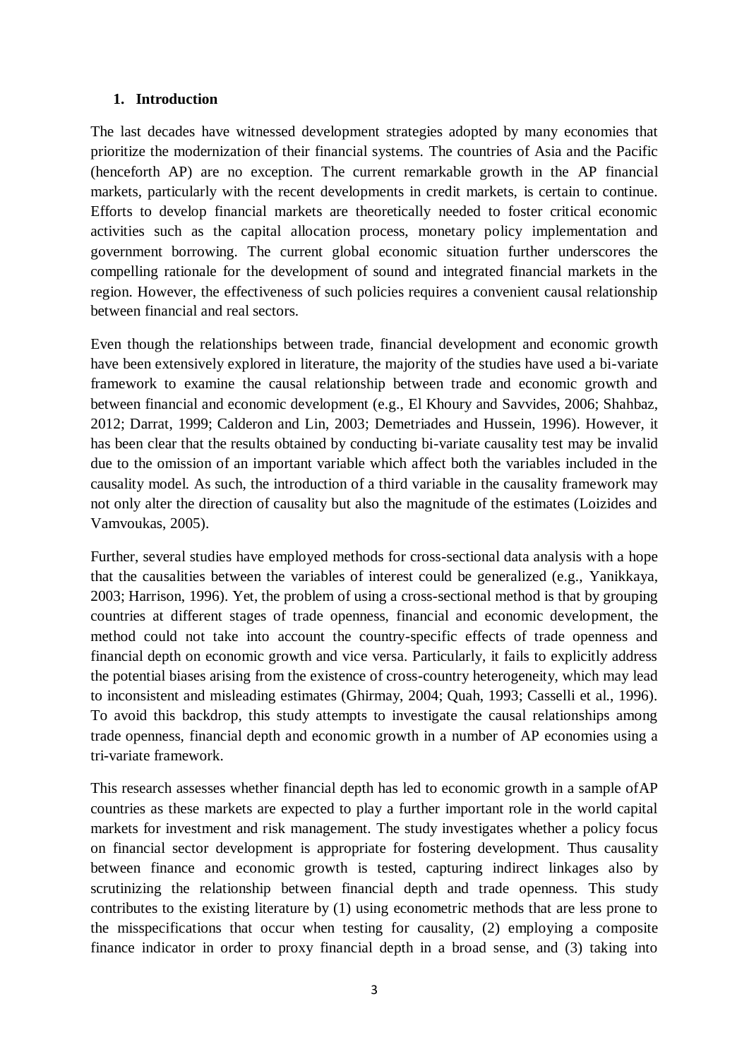## 1. Introduction

The last decades have witnessed development strategies adopted by many economies that prioritize the modernization of their financial systems. The countries of Asia and the Pacific (henceforth AP) are no exception. The current remarkable growth in the AP financial markets, particularly with the recent developments in credit markets, is certain to continue. Efforts to develop financial markets are theoretically needed to foster critical economic activities such as the capital allocation process, monetary policy implementation and government borrowing. The current global economic situation further underscores the compelling rationale for the development of sound and integrated financial markets in the region. However, the effectiveness of such policies requires a convenient causal relationship between financial and real sectors.

Even though the relationships between trade, financial development and economic growth have been extensively explored in literature, the majority of the studies have used a bi-variate framework to examine the causal relationship between trade and economic growth and between financial and economic development (e.g., El Khoury and Savvides, 2006; Shahbaz, 2012; Darrat, 1999; Calderon and Lin, 2003; Demetriades and Hussein, 1996). However, it has been clear that the results obtained by conducting bi-variate causality test may be invalid due to the omission of an important variable which affect both the variables included in the causality model. As such, the introduction of a third variable in the causality framework may not only alter the direction of causality but also the magnitude of the estimates (Loizides and Vamvoukas, 2005).

Further, several studies have employed methods for cross-sectional data analysis with a hope that the causalities between the variables of interest could be generalized (e.g., Yanikkaya, 2003; Harrison, 1996). Yet, the problem of using a cross-sectional method is that by grouping countries at different stages of trade openness, financial and economic development, the method could not take into account the country-specific effects of trade openness and financial depth on economic growth and vice versa. Particularly, it fails to explicitly address the potential biases arising from the existence of cross-country heterogeneity, which may lead to inconsistent and misleading estimates (Ghirmay, 2004; Quah, 1993; Casselli et al., 1996). To avoid this backdrop, this study attempts to investigate the causal relationships among trade openness, financial depth and economic growth in a number of AP economies using a tri-variate framework.

This research assesses whether financial depth has led to economic growth in a sample ofAP countries as these markets are expected to play a further important role in the world capital markets for investment and risk management. The study investigates whether a policy focus on financial sector development is appropriate for fostering development. Thus causality between finance and economic growth is tested, capturing indirect linkages also by scrutinizing the relationship between financial depth and trade openness. This study contributes to the existing literature by (1) using econometric methods that are less prone to the misspecifications that occur when testing for causality, (2) employing a composite finance indicator in order to proxy financial depth in a broad sense, and (3) taking into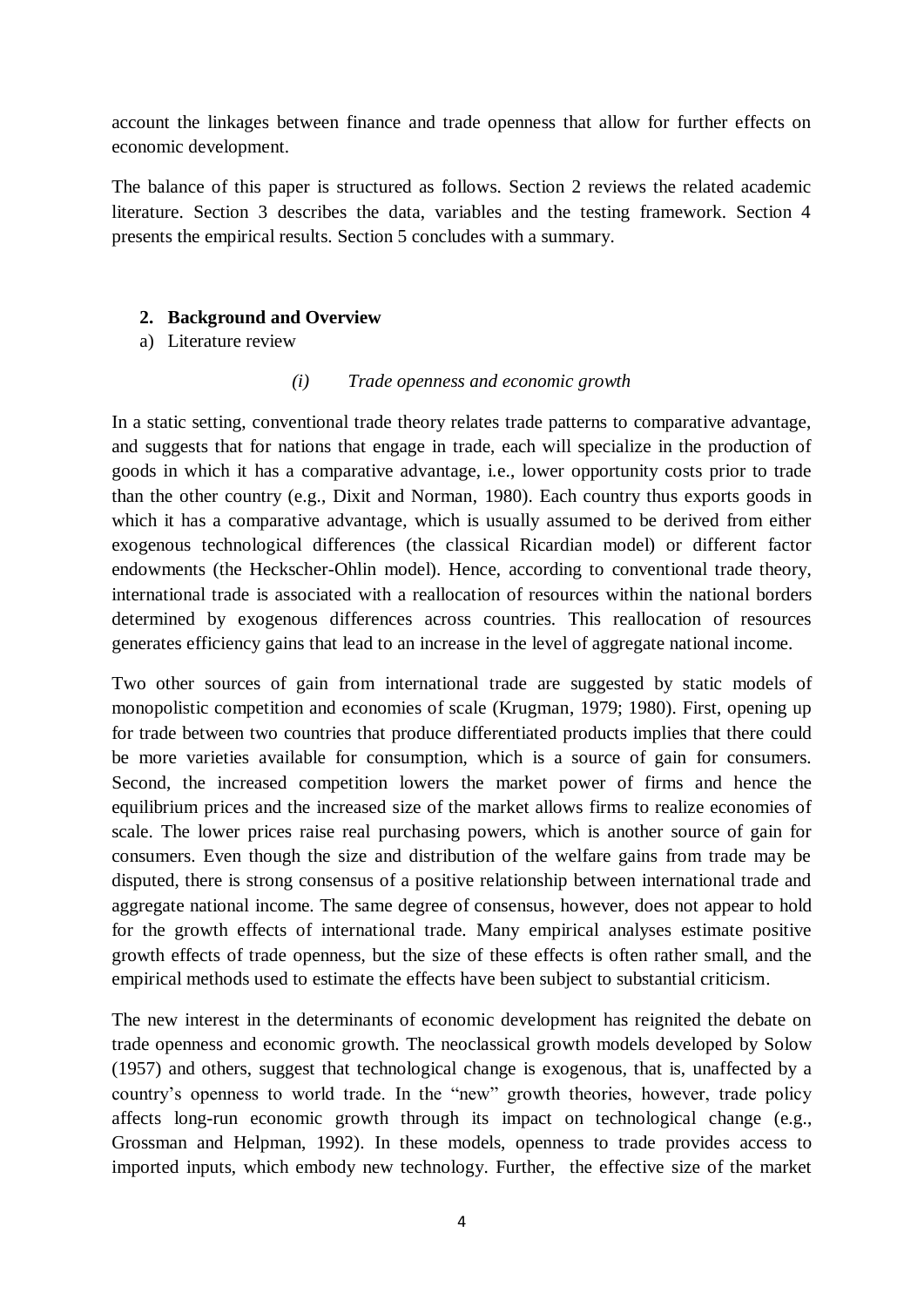account the linkages between finance and trade openness that allow for further effects on economic development.

The balance of this paper is structured as follows. Section 2 reviews the related academic literature. Section 3 describes the data, variables and the testing framework. Section 4 presents the empirical results. Section 5 concludes with a summary.

## 2. Background and Overview

### a) Literature review

#### *(i) Trade openness and economic growth*

In a static setting, conventional trade theory relates trade patterns to comparative advantage, and suggests that for nations that engage in trade, each will specialize in the production of goods in which it has a comparative advantage, i.e., lower opportunity costs prior to trade than the other country (e.g., Dixit and Norman, 1980). Each country thus exports goods in which it has a comparative advantage, which is usually assumed to be derived from either exogenous technological differences (the classical Ricardian model) or different factor endowments (the Heckscher-Ohlin model). Hence, according to conventional trade theory, international trade is associated with a reallocation of resources within the national borders determined by exogenous differences across countries. This reallocation of resources generates efficiency gains that lead to an increase in the level of aggregate national income.

Two other sources of gain from international trade are suggested by static models of monopolistic competition and economies of scale (Krugman, 1979; 1980). First, opening up for trade between two countries that produce differentiated products implies that there could be more varieties available for consumption, which is a source of gain for consumers. Second, the increased competition lowers the market power of firms and hence the equilibrium prices and the increased size of the market allows firms to realize economies of scale. The lower prices raise real purchasing powers, which is another source of gain for consumers. Even though the size and distribution of the welfare gains from trade may be disputed, there is strong consensus of a positive relationship between international trade and aggregate national income. The same degree of consensus, however, does not appear to hold for the growth effects of international trade. Many empirical analyses estimate positive growth effects of trade openness, but the size of these effects is often rather small, and the empirical methods used to estimate the effects have been subject to substantial criticism.

The new interest in the determinants of economic development has reignited the debate on trade openness and economic growth. The neoclassical growth models developed by Solow (1957) and others, suggest that technological change is exogenous, that is, unaffected by a country's openness to world trade. In the "new" growth theories, however, trade policy affects long-run economic growth through its impact on technological change (e.g., Grossman and Helpman, 1992). In these models, openness to trade provides access to imported inputs, which embody new technology. Further, the effective size of the market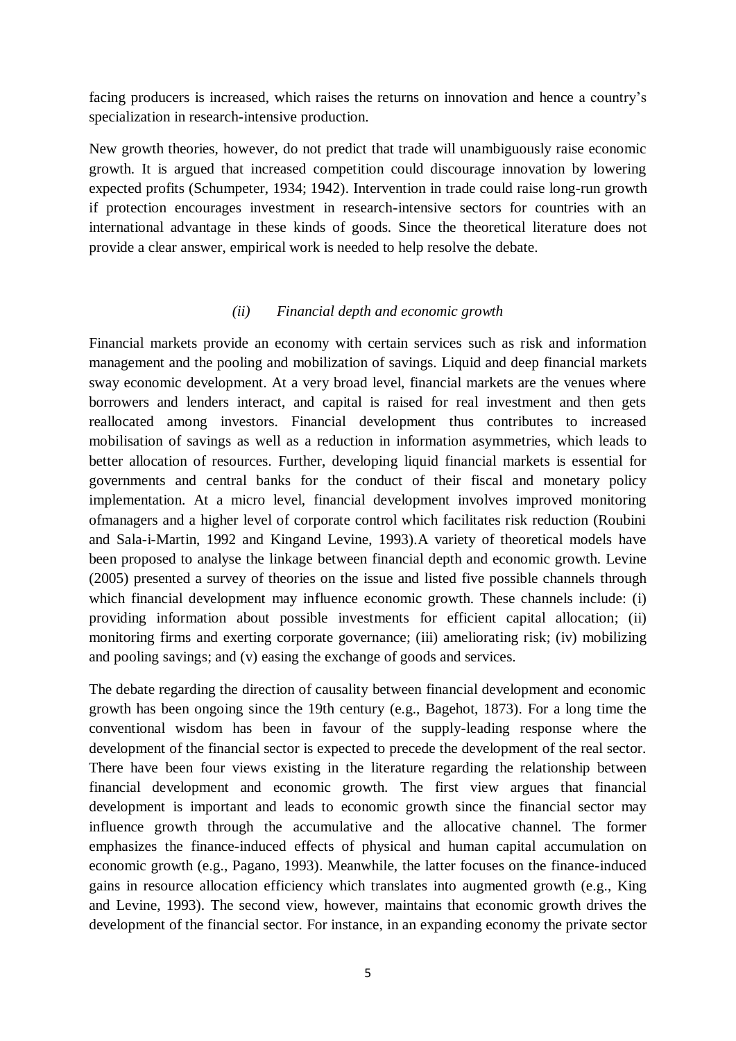facing producers is increased, which raises the returns on innovation and hence a country's specialization in research-intensive production.

New growth theories, however, do not predict that trade will unambiguously raise economic growth. It is argued that increased competition could discourage innovation by lowering expected profits (Schumpeter, 1934; 1942). Intervention in trade could raise long-run growth if protection encourages investment in research-intensive sectors for countries with an international advantage in these kinds of goods. Since the theoretical literature does not provide a clear answer, empirical work is needed to help resolve the debate.

### *(ii) Financial depth and economic growth*

Financial markets provide an economy with certain services such as risk and information management and the pooling and mobilization of savings. Liquid and deep financial markets sway economic development. At a very broad level, financial markets are the venues where borrowers and lenders interact, and capital is raised for real investment and then gets reallocated among investors. Financial development thus contributes to increased mobilisation of savings as well as a reduction in information asymmetries, which leads to better allocation of resources. Further, developing liquid financial markets is essential for governments and central banks for the conduct of their fiscal and monetary policy implementation. At a micro level, financial development involves improved monitoring ofmanagers and a higher level of corporate control which facilitates risk reduction (Roubini and Sala-i-Martin, 1992 and Kingand Levine, 1993).A variety of theoretical models have been proposed to analyse the linkage between financial depth and economic growth. Levine (2005) presented a survey of theories on the issue and listed five possible channels through which financial development may influence economic growth. These channels include: (i) providing information about possible investments for efficient capital allocation; (ii) monitoring firms and exerting corporate governance; (iii) ameliorating risk; (iv) mobilizing and pooling savings; and (v) easing the exchange of goods and services.

The debate regarding the direction of causality between financial development and economic growth has been ongoing since the 19th century (e.g., Bagehot, 1873). For a long time the conventional wisdom has been in favour of the supply-leading response where the development of the financial sector is expected to precede the development of the real sector. There have been four views existing in the literature regarding the relationship between financial development and economic growth. The first view argues that financial development is important and leads to economic growth since the financial sector may influence growth through the accumulative and the allocative channel. The former emphasizes the finance-induced effects of physical and human capital accumulation on economic growth (e.g., Pagano, 1993). Meanwhile, the latter focuses on the finance-induced gains in resource allocation efficiency which translates into augmented growth (e.g., King and Levine, 1993). The second view, however, maintains that economic growth drives the development of the financial sector. For instance, in an expanding economy the private sector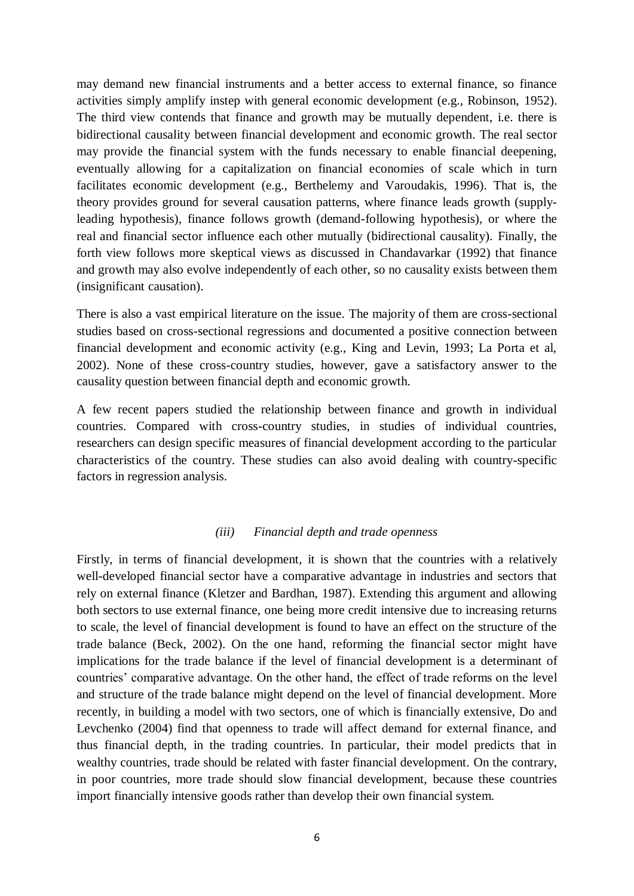may demand new financial instruments and a better access to external finance, so finance activities simply amplify instep with general economic development (e.g., Robinson, 1952). The third view contends that finance and growth may be mutually dependent, i.e. there is bidirectional causality between financial development and economic growth. The real sector may provide the financial system with the funds necessary to enable financial deepening, eventually allowing for a capitalization on financial economies of scale which in turn facilitates economic development (e.g., Berthelemy and Varoudakis, 1996). That is, the theory provides ground for several causation patterns, where finance leads growth (supply-leading hypothesis), finance follows growth (demand-following hypothesis), or where the real and financial sector influence each other mutually (bidirectional causality). Finally, the forth view follows more skeptical views as discussed in Chandavarkar (1992) that finance and growth may also evolve independently of each other, so no causality exists between them (insignificant causation).

There is also a vast empirical literature on the issue. The majority of them are cross-sectional studies based on cross-sectional regressions and documented a positive connection between financial development and economic activity (e.g., King and Levin, 1993; La Porta et al, 2002). None of these cross-country studies, however, gave a satisfactory answer to the causality question between financial depth and economic growth.

A few recent papers studied the relationship between finance and growth in individual countries. Compared with cross-country studies, in studies of individual countries, researchers can design specific measures of financial development according to the particular characteristics of the country. These studies can also avoid dealing with country-specific factors in regression analysis.

### *(iii) Financial depth and trade openness*

Firstly, in terms of financial development, it is shown that the countries with a relatively well-developed financial sector have a comparative advantage in industries and sectors that rely on external finance (Kletzer and Bardhan, 1987). Extending this argument and allowing both sectors to use external finance, one being more credit intensive due to increasing returns to scale, the level of financial development is found to have an effect on the structure of the trade balance (Beck, 2002). On the one hand, reforming the financial sector might have implications for the trade balance if the level of financial development is a determinant of countries' comparative advantage. On the other hand, the effect of trade reforms on the level and structure of the trade balance might depend on the level of financial development. More recently, in building a model with two sectors, one of which is financially extensive, Do and Levchenko (2004) find that openness to trade will affect demand for external finance, and thus financial depth, in the trading countries. In particular, their model predicts that in wealthy countries, trade should be related with faster financial development. On the contrary, in poor countries, more trade should slow financial development, because these countries import financially intensive goods rather than develop their own financial system.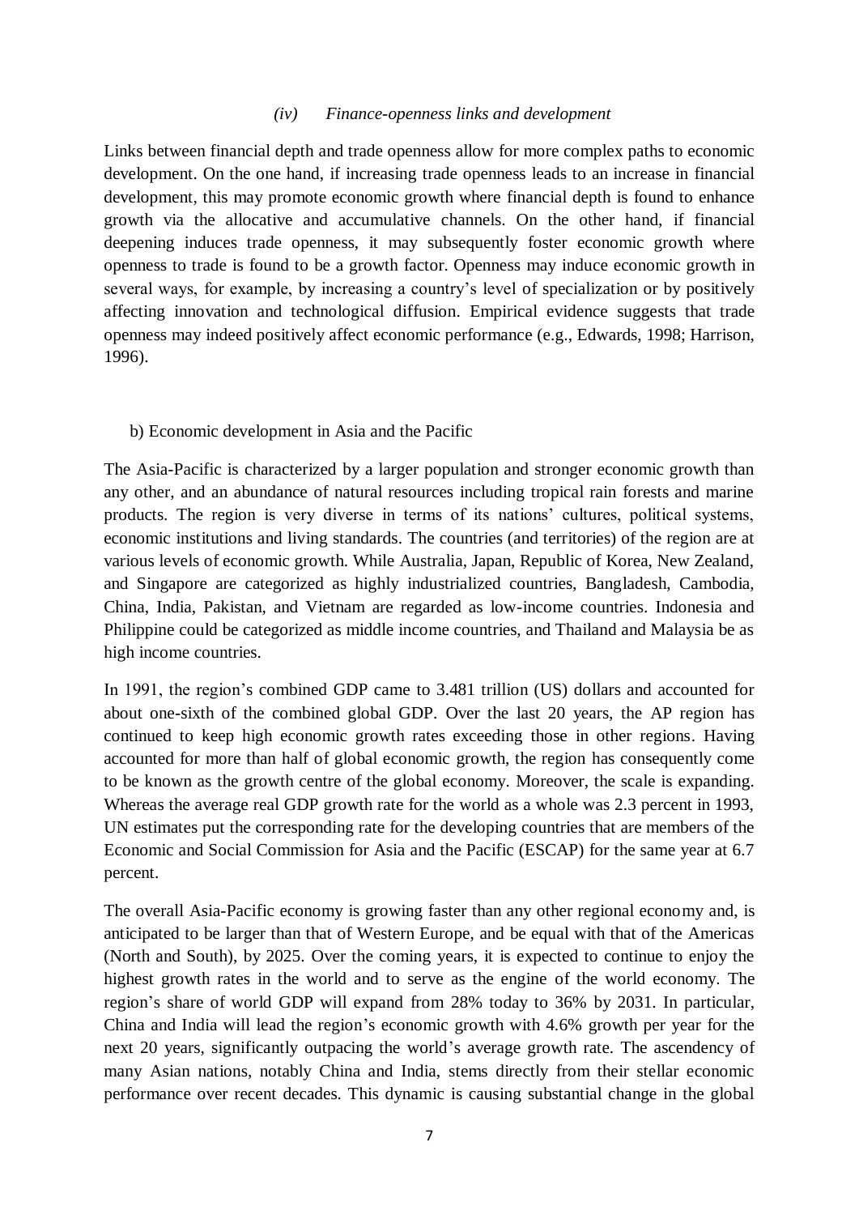#### *(iv) Finance-openness links and development*

Links between financial depth and trade openness allow for more complex paths to economic development. On the one hand, if increasing trade openness leads to an increase in financial development, this may promote economic growth where financial depth is found to enhance growth via the allocative and accumulative channels. On the other hand, if financial deepening induces trade openness, it may subsequently foster economic growth where openness to trade is found to be a growth factor. Openness may induce economic growth in several ways, for example, by increasing a country's level of specialization or by positively affecting innovation and technological diffusion. Empirical evidence suggests that trade openness may indeed positively affect economic performance (e.g., Edwards, 1998; Harrison, 1996).

### b) Economic development in Asia and the Pacific

The Asia-Pacific is characterized by a larger population and stronger economic growth than any other, and an abundance of natural resources including tropical rain forests and marine products. The region is very diverse in terms of its nations' cultures, political systems, economic institutions and living standards. The countries (and territories) of the region are at various levels of economic growth. While Australia, Japan, Republic of Korea, New Zealand, and Singapore are categorized as highly industrialized countries, Bangladesh, Cambodia, China, India, Pakistan, and Vietnam are regarded as low-income countries. Indonesia and Philippine could be categorized as middle income countries, and Thailand and Malaysia be as high income countries.

In 1991, the region's combined GDP came to 3.481 trillion (US) dollars and accounted for about one-sixth of the combined global GDP. Over the last 20 years, the AP region has continued to keep high economic growth rates exceeding those in other regions. Having accounted for more than half of global economic growth, the region has consequently come to be known as the growth centre of the global economy. Moreover, the scale is expanding. Whereas the average real GDP growth rate for the world as a whole was 2.3 percent in 1993, UN estimates put the corresponding rate for the developing countries that are members of the Economic and Social Commission for Asia and the Pacific (ESCAP) for the same year at 6.7 percent.

The overall Asia-Pacific economy is growing faster than any other regional economy and, is anticipated to be larger than that of Western Europe, and be equal with that of the Americas (North and South), by 2025. Over the coming years, it is expected to continue to enjoy the highest growth rates in the world and to serve as the engine of the world economy. The region's share of world GDP will expand from 28% today to 36% by 2031. In particular, China and India will lead the region's economic growth with 4.6% growth per year for the next 20 years, significantly outpacing the world's average growth rate. The ascendency of many Asian nations, notably China and India, stems directly from their stellar economic performance over recent decades. This dynamic is causing substantial change in the global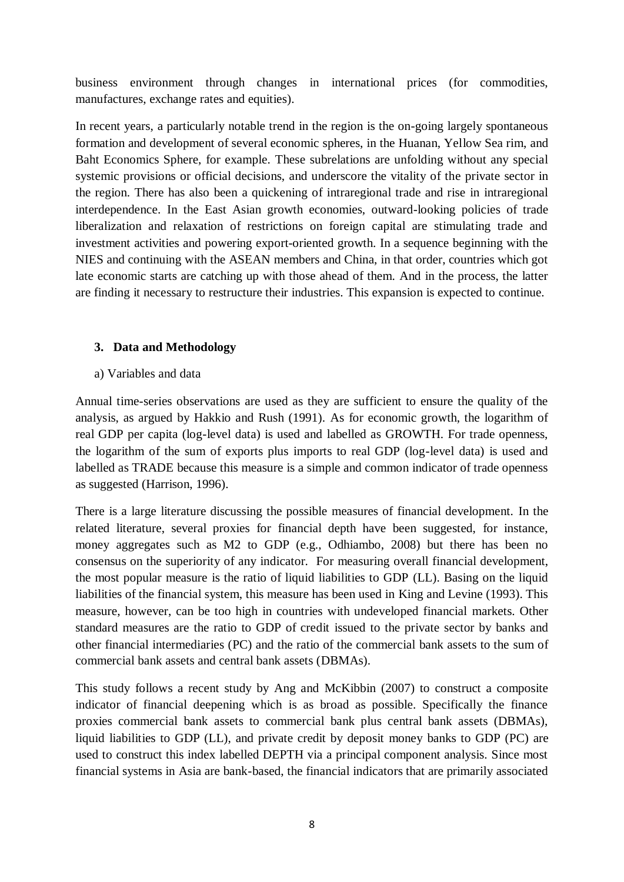business environment through changes in international prices (for commodities, manufactures, exchange rates and equities).

In recent years, a particularly notable trend in the region is the on-going largely spontaneous formation and development of several economic spheres, in the Huanan, Yellow Sea rim, and Baht Economics Sphere, for example. These subrelations are unfolding without any special systemic provisions or official decisions, and underscore the vitality of the private sector in the region. There has also been a quickening of intraregional trade and rise in intraregional interdependence. In the East Asian growth economies, outward-looking policies of trade liberalization and relaxation of restrictions on foreign capital are stimulating trade and investment activities and powering export-oriented growth. In a sequence beginning with the NIES and continuing with the ASEAN members and China, in that order, countries which got late economic starts are catching up with those ahead of them. And in the process, the latter are finding it necessary to restructure their industries. This expansion is expected to continue.

## 3. Data and Methodology

a) Variables and data

Annual time-series observations are used as they are sufficient to ensure the quality of the analysis, as argued by Hakkio and Rush (1991). As for economic growth, the logarithm of real GDP per capita (log-level data) is used and labelled as GROWTH. For trade openness, the logarithm of the sum of exports plus imports to real GDP (log-level data) is used and labelled as TRADE because this measure is a simple and common indicator of trade openness as suggested (Harrison, 1996).

There is a large literature discussing the possible measures of financial development. In the related literature, several proxies for financial depth have been suggested, for instance, money aggregates such as M2 to GDP (e.g., Odhiambo, 2008) but there has been no consensus on the superiority of any indicator. For measuring overall financial development, the most popular measure is the ratio of liquid liabilities to GDP (LL). Basing on the liquid liabilities of the financial system, this measure has been used in King and Levine (1993). This measure, however, can be too high in countries with undeveloped financial markets. Other standard measures are the ratio to GDP of credit issued to the private sector by banks and other financial intermediaries (PC) and the ratio of the commercial bank assets to the sum of commercial bank assets and central bank assets (DBMAs).

This study follows a recent study by Ang and McKibbin (2007) to construct a composite indicator of financial deepening which is as broad as possible. Specifically the finance proxies commercial bank assets to commercial bank plus central bank assets (DBMAs), liquid liabilities to GDP (LL), and private credit by deposit money banks to GDP (PC) are used to construct this index labelled DEPTH via a principal component analysis. Since most financial systems in Asia are bank-based, the financial indicators that are primarily associated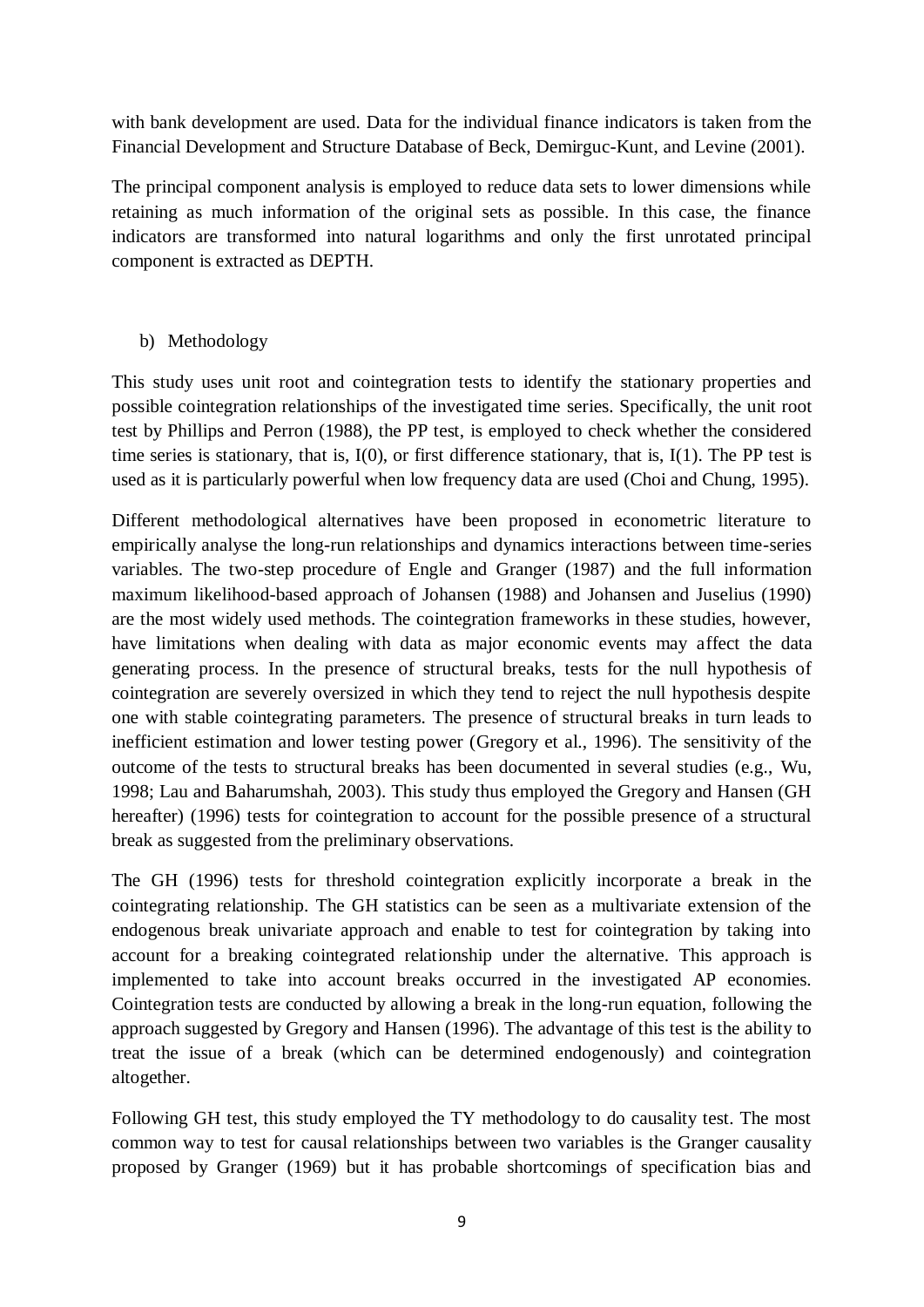with bank development are used. Data for the individual finance indicators is taken from the Financial Development and Structure Database of Beck, Demirguc-Kunt, and Levine (2001).

The principal component analysis is employed to reduce data sets to lower dimensions while retaining as much information of the original sets as possible. In this case, the finance indicators are transformed into natural logarithms and only the first unrotated principal component is extracted as DEPTH.

b) Methodology

This study uses unit root and cointegration tests to identify the stationary properties and possible cointegration relationships of the investigated time series. Specifically, the unit root test by Phillips and Perron (1988), the PP test, is employed to check whether the considered time series is stationary, that is, I(0), or first difference stationary, that is, I(1). The PP test is used as it is particularly powerful when low frequency data are used (Choi and Chung, 1995).

Different methodological alternatives have been proposed in econometric literature to empirically analyse the long-run relationships and dynamics interactions between time-series variables. The two-step procedure of Engle and Granger (1987) and the full information maximum likelihood-based approach of Johansen (1988) and Johansen and Juselius (1990) are the most widely used methods. The cointegration frameworks in these studies, however, have limitations when dealing with data as major economic events may affect the data generating process. In the presence of structural breaks, tests for the null hypothesis of cointegration are severely oversized in which they tend to reject the null hypothesis despite one with stable cointegrating parameters. The presence of structural breaks in turn leads to inefficient estimation and lower testing power (Gregory et al., 1996). The sensitivity of the outcome of the tests to structural breaks has been documented in several studies (e.g., Wu, 1998; Lau and Baharumshah, 2003). This study thus employed the Gregory and Hansen (GH hereafter) (1996) tests for cointegration to account for the possible presence of a structural break as suggested from the preliminary observations.

The GH (1996) tests for threshold cointegration explicitly incorporate a break in the cointegrating relationship. The GH statistics can be seen as a multivariate extension of the endogenous break univariate approach and enable to test for cointegration by taking into account for a breaking cointegrated relationship under the alternative. This approach is implemented to take into account breaks occurred in the investigated AP economies. Cointegration tests are conducted by allowing a break in the long-run equation, following the approach suggested by Gregory and Hansen (1996). The advantage of this test is the ability to treat the issue of a break (which can be determined endogenously) and cointegration altogether.

Following GH test, this study employed the TY methodology to do causality test. The most common way to test for causal relationships between two variables is the Granger causality proposed by Granger (1969) but it has probable shortcomings of specification bias and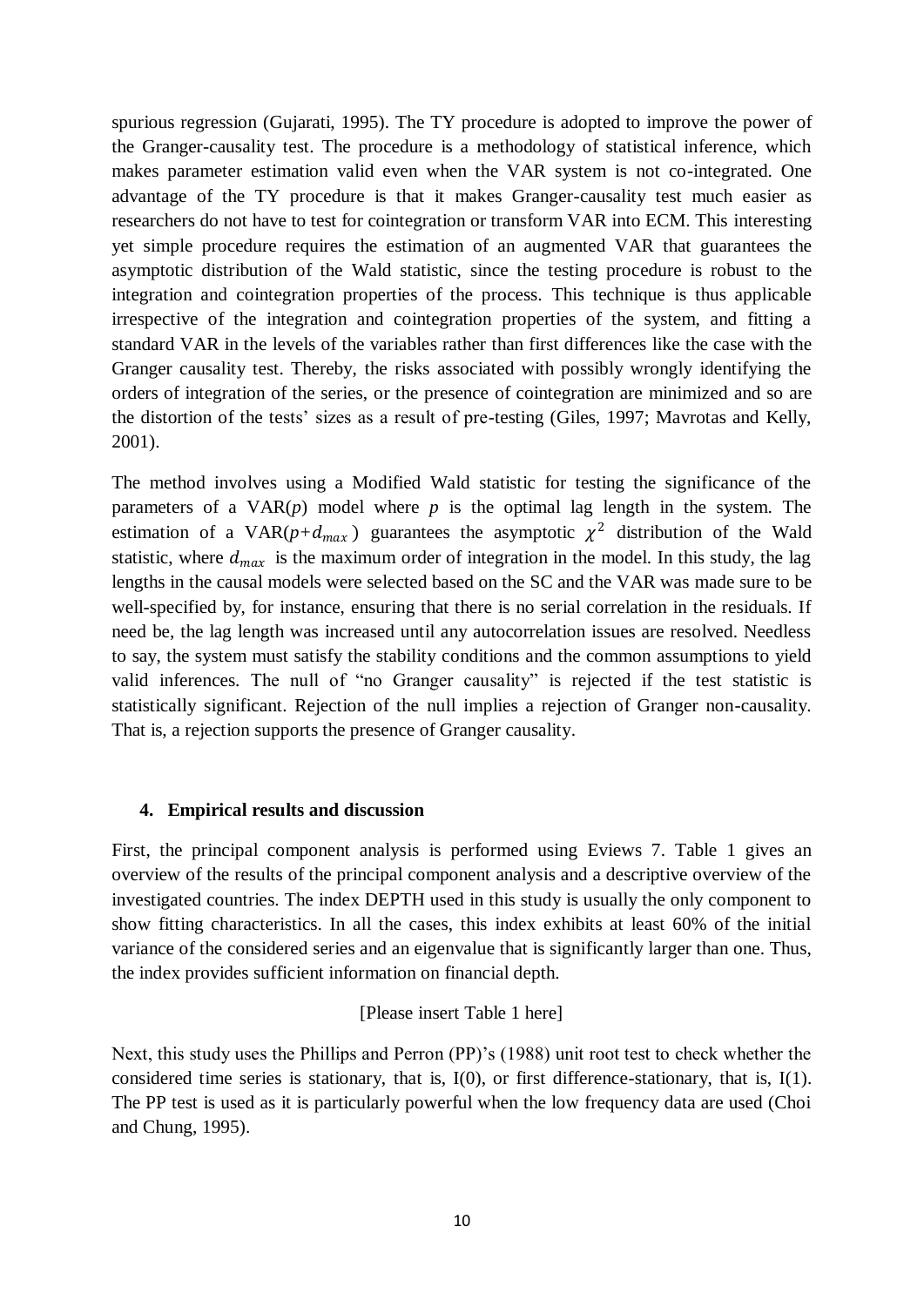spurious regression (Gujarati, 1995). The TY procedure is adopted to improve the power of the Granger-causality test. The procedure is a methodology of statistical inference, which makes parameter estimation valid even when the VAR system is not co-integrated. One advantage of the TY procedure is that it makes Granger-causality test much easier as researchers do not have to test for cointegration or transform VAR into ECM. This interesting yet simple procedure requires the estimation of an augmented VAR that guarantees the asymptotic distribution of the Wald statistic, since the testing procedure is robust to the integration and cointegration properties of the process. This technique is thus applicable irrespective of the integration and cointegration properties of the system, and fitting a standard VAR in the levels of the variables rather than first differences like the case with the Granger causality test. Thereby, the risks associated with possibly wrongly identifying the orders of integration of the series, or the presence of cointegration are minimized and so are the distortion of the tests' sizes as a result of pre-testing (Giles, 1997; Mavrotas and Kelly, 2001).

The method involves using a Modified Wald statistic for testing the significance of the parameters of a VAR($p$) model where $p$ is the optimal lag length in the system. The estimation of a VAR($p+d_{max}$) guarantees the asymptotic $\chi^2$ distribution of the Wald statistic, where $d_{max}$ is the maximum order of integration in the model. In this study, the lag lengths in the causal models were selected based on the SC and the VAR was made sure to be well-specified by, for instance, ensuring that there is no serial correlation in the residuals. If need be, the lag length was increased until any autocorrelation issues are resolved. Needless to say, the system must satisfy the stability conditions and the common assumptions to yield valid inferences. The null of "no Granger causality" is rejected if the test statistic is statistically significant. Rejection of the null implies a rejection of Granger non-causality. That is, a rejection supports the presence of Granger causality.

## 4. Empirical results and discussion

First, the principal component analysis is performed using Eviews 7. Table 1 gives an overview of the results of the principal component analysis and a descriptive overview of the investigated countries. The index DEPTH used in this study is usually the only component to show fitting characteristics. In all the cases, this index exhibits at least 60% of the initial variance of the considered series and an eigenvalue that is significantly larger than one. Thus, the index provides sufficient information on financial depth.

[Please insert Table 1 here]

Next, this study uses the Phillips and Perron (PP)'s (1988) unit root test to check whether the considered time series is stationary, that is, I(0), or first difference-stationary, that is, I(1). The PP test is used as it is particularly powerful when the low frequency data are used (Choi and Chung, 1995).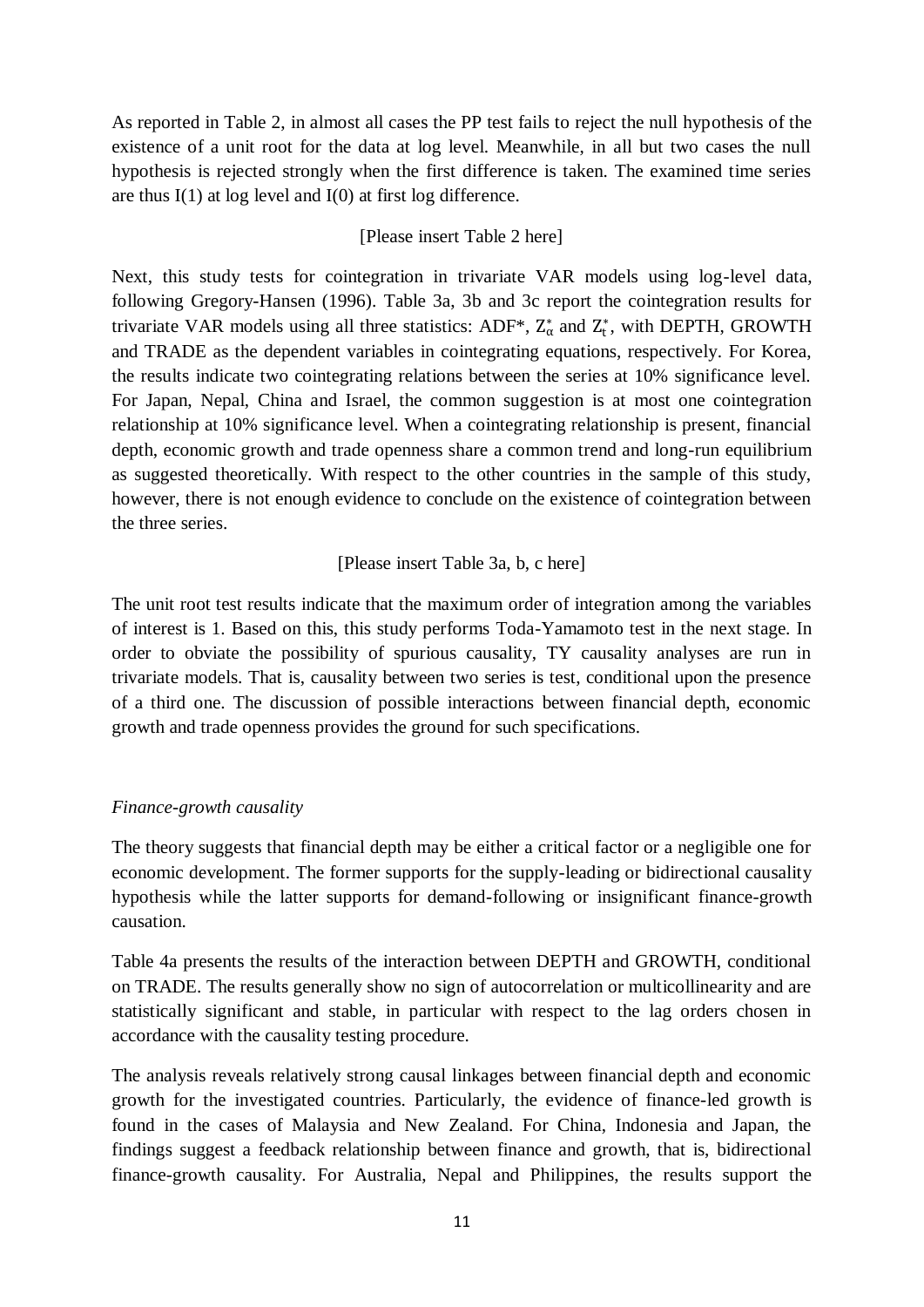As reported in Table 2, in almost all cases the PP test fails to reject the null hypothesis of the existence of a unit root for the data at log level. Meanwhile, in all but two cases the null hypothesis is rejected strongly when the first difference is taken. The examined time series are thus I(1) at log level and I(0) at first log difference.

[Please insert Table 2 here]

Next, this study tests for cointegration in trivariate VAR models using log-level data, following Gregory-Hansen (1996). Table 3a, 3b and 3c report the cointegration results for trivariate VAR models using all three statistics: ADF*, $Z_{\alpha}^{*}$ and $Z_{t}^{*}$, with DEPTH, GROWTH and TRADE as the dependent variables in cointegrating equations, respectively. For Korea, the results indicate two cointegrating relations between the series at 10% significance level. For Japan, Nepal, China and Israel, the common suggestion is at most one cointegration relationship at 10% significance level. When a cointegrating relationship is present, financial depth, economic growth and trade openness share a common trend and long-run equilibrium as suggested theoretically. With respect to the other countries in the sample of this study, however, there is not enough evidence to conclude on the existence of cointegration between the three series.

[Please insert Table 3a, b, c here]

The unit root test results indicate that the maximum order of integration among the variables of interest is 1. Based on this, this study performs Toda-Yamamoto test in the next stage. In order to obviate the possibility of spurious causality, TY causality analyses are run in trivariate models. That is, causality between two series is test, conditional upon the presence of a third one. The discussion of possible interactions between financial depth, economic growth and trade openness provides the ground for such specifications.

*Finance-growth causality*

The theory suggests that financial depth may be either a critical factor or a negligible one for economic development. The former supports for the supply-leading or bidirectional causality hypothesis while the latter supports for demand-following or insignificant finance-growth causation.

Table 4a presents the results of the interaction between DEPTH and GROWTH, conditional on TRADE. The results generally show no sign of autocorrelation or multicollinearity and are statistically significant and stable, in particular with respect to the lag orders chosen in accordance with the causality testing procedure.

The analysis reveals relatively strong causal linkages between financial depth and economic growth for the investigated countries. Particularly, the evidence of finance-led growth is found in the cases of Malaysia and New Zealand. For China, Indonesia and Japan, the findings suggest a feedback relationship between finance and growth, that is, bidirectional finance-growth causality. For Australia, Nepal and Philippines, the results support the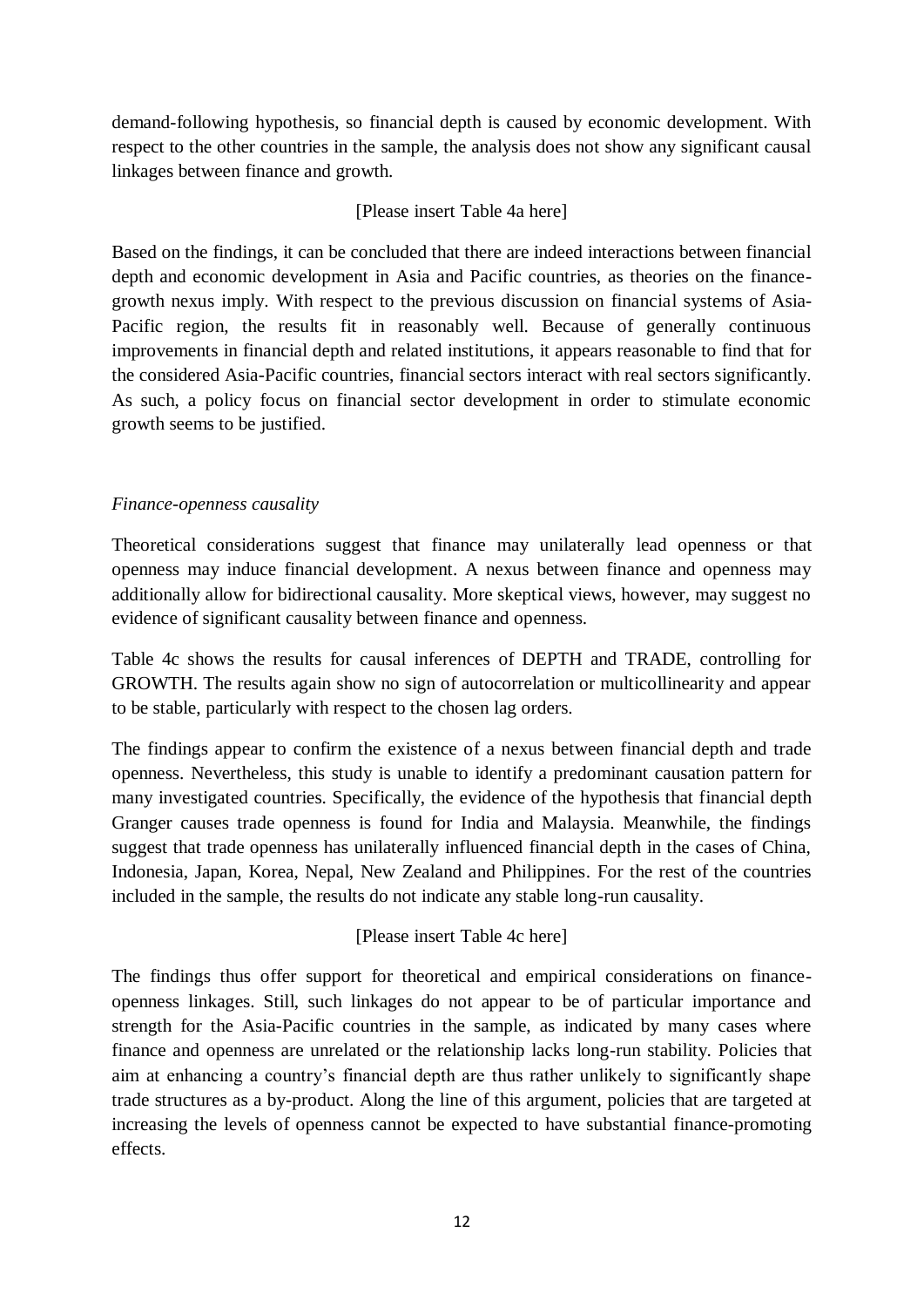demand-following hypothesis, so financial depth is caused by economic development. With respect to the other countries in the sample, the analysis does not show any significant causal linkages between finance and growth.

[Please insert Table 4a here]

Based on the findings, it can be concluded that there are indeed interactions between financial depth and economic development in Asia and Pacific countries, as theories on the finance-growth nexus imply. With respect to the previous discussion on financial systems of Asia-Pacific region, the results fit in reasonably well. Because of generally continuous improvements in financial depth and related institutions, it appears reasonable to find that for the considered Asia-Pacific countries, financial sectors interact with real sectors significantly. As such, a policy focus on financial sector development in order to stimulate economic growth seems to be justified.

*Finance-openness causality*

Theoretical considerations suggest that finance may unilaterally lead openness or that openness may induce financial development. A nexus between finance and openness may additionally allow for bidirectional causality. More skeptical views, however, may suggest no evidence of significant causality between finance and openness.

Table 4c shows the results for causal inferences of DEPTH and TRADE, controlling for GROWTH. The results again show no sign of autocorrelation or multicollinearity and appear to be stable, particularly with respect to the chosen lag orders.

The findings appear to confirm the existence of a nexus between financial depth and trade openness. Nevertheless, this study is unable to identify a predominant causation pattern for many investigated countries. Specifically, the evidence of the hypothesis that financial depth Granger causes trade openness is found for India and Malaysia. Meanwhile, the findings suggest that trade openness has unilaterally influenced financial depth in the cases of China, Indonesia, Japan, Korea, Nepal, New Zealand and Philippines. For the rest of the countries included in the sample, the results do not indicate any stable long-run causality.

[Please insert Table 4c here]

The findings thus offer support for theoretical and empirical considerations on finance-openness linkages. Still, such linkages do not appear to be of particular importance and strength for the Asia-Pacific countries in the sample, as indicated by many cases where finance and openness are unrelated or the relationship lacks long-run stability. Policies that aim at enhancing a country's financial depth are thus rather unlikely to significantly shape trade structures as a by-product. Along the line of this argument, policies that are targeted at increasing the levels of openness cannot be expected to have substantial finance-promoting effects.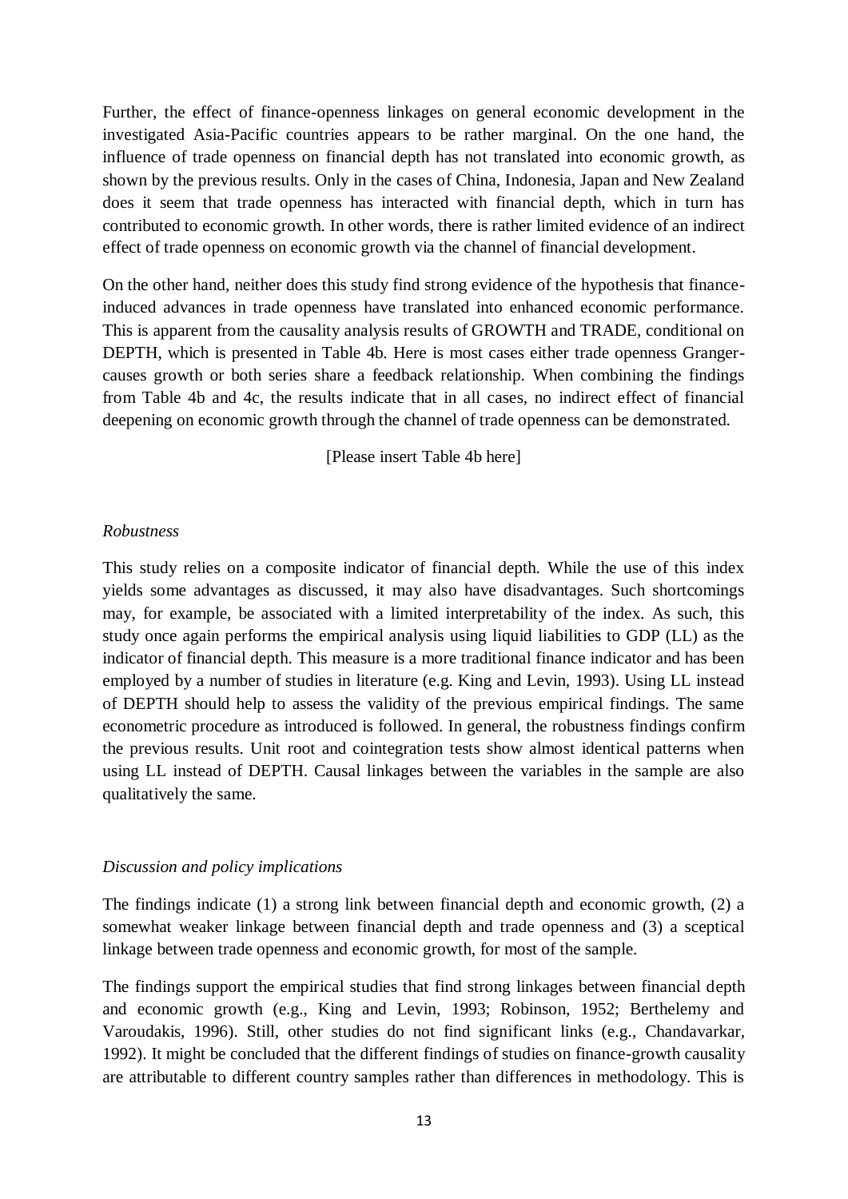Further, the effect of finance-openness linkages on general economic development in the investigated Asia-Pacific countries appears to be rather marginal. On the one hand, the influence of trade openness on financial depth has not translated into economic growth, as shown by the previous results. Only in the cases of China, Indonesia, Japan and New Zealand does it seem that trade openness has interacted with financial depth, which in turn has contributed to economic growth. In other words, there is rather limited evidence of an indirect effect of trade openness on economic growth via the channel of financial development.

On the other hand, neither does this study find strong evidence of the hypothesis that finance-induced advances in trade openness have translated into enhanced economic performance. This is apparent from the causality analysis results of GROWTH and TRADE, conditional on DEPTH, which is presented in Table 4b. Here is most cases either trade openness Granger-causes growth or both series share a feedback relationship. When combining the findings from Table 4b and 4c, the results indicate that in all cases, no indirect effect of financial deepening on economic growth through the channel of trade openness can be demonstrated.

[Please insert Table 4b here]

*Robustness*

This study relies on a composite indicator of financial depth. While the use of this index yields some advantages as discussed, it may also have disadvantages. Such shortcomings may, for example, be associated with a limited interpretability of the index. As such, this study once again performs the empirical analysis using liquid liabilities to GDP (LL) as the indicator of financial depth. This measure is a more traditional finance indicator and has been employed by a number of studies in literature (e.g. King and Levin, 1993). Using LL instead of DEPTH should help to assess the validity of the previous empirical findings. The same econometric procedure as introduced is followed. In general, the robustness findings confirm the previous results. Unit root and cointegration tests show almost identical patterns when using LL instead of DEPTH. Causal linkages between the variables in the sample are also qualitatively the same.

*Discussion and policy implications*

The findings indicate (1) a strong link between financial depth and economic growth, (2) a somewhat weaker linkage between financial depth and trade openness and (3) a sceptical linkage between trade openness and economic growth, for most of the sample.

The findings support the empirical studies that find strong linkages between financial depth and economic growth (e.g., King and Levin, 1993; Robinson, 1952; Berthelemy and Varoudakis, 1996). Still, other studies do not find significant links (e.g., Chandavarkar, 1992). It might be concluded that the different findings of studies on finance-growth causality are attributable to different country samples rather than differences in methodology. This is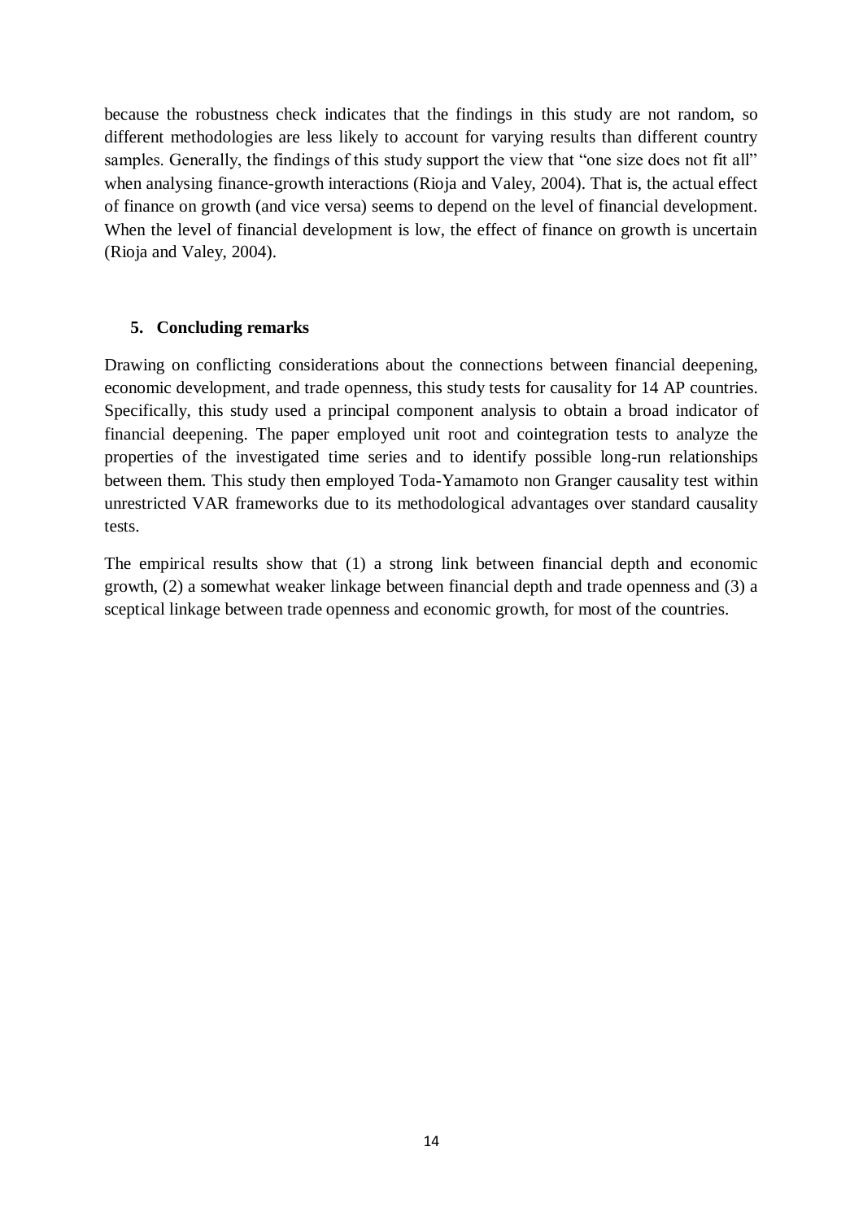because the robustness check indicates that the findings in this study are not random, so different methodologies are less likely to account for varying results than different country samples. Generally, the findings of this study support the view that "one size does not fit all" when analysing finance-growth interactions (Rioja and Valey, 2004). That is, the actual effect of finance on growth (and vice versa) seems to depend on the level of financial development. When the level of financial development is low, the effect of finance on growth is uncertain (Rioja and Valey, 2004).

## 5. Concluding remarks

Drawing on conflicting considerations about the connections between financial deepening, economic development, and trade openness, this study tests for causality for 14 AP countries. Specifically, this study used a principal component analysis to obtain a broad indicator of financial deepening. The paper employed unit root and cointegration tests to analyze the properties of the investigated time series and to identify possible long-run relationships between them. This study then employed Toda-Yamamoto non Granger causality test within unrestricted VAR frameworks due to its methodological advantages over standard causality tests.

The empirical results show that (1) a strong link between financial depth and economic growth, (2) a somewhat weaker linkage between financial depth and trade openness and (3) a sceptical linkage between trade openness and economic growth, for most of the countries.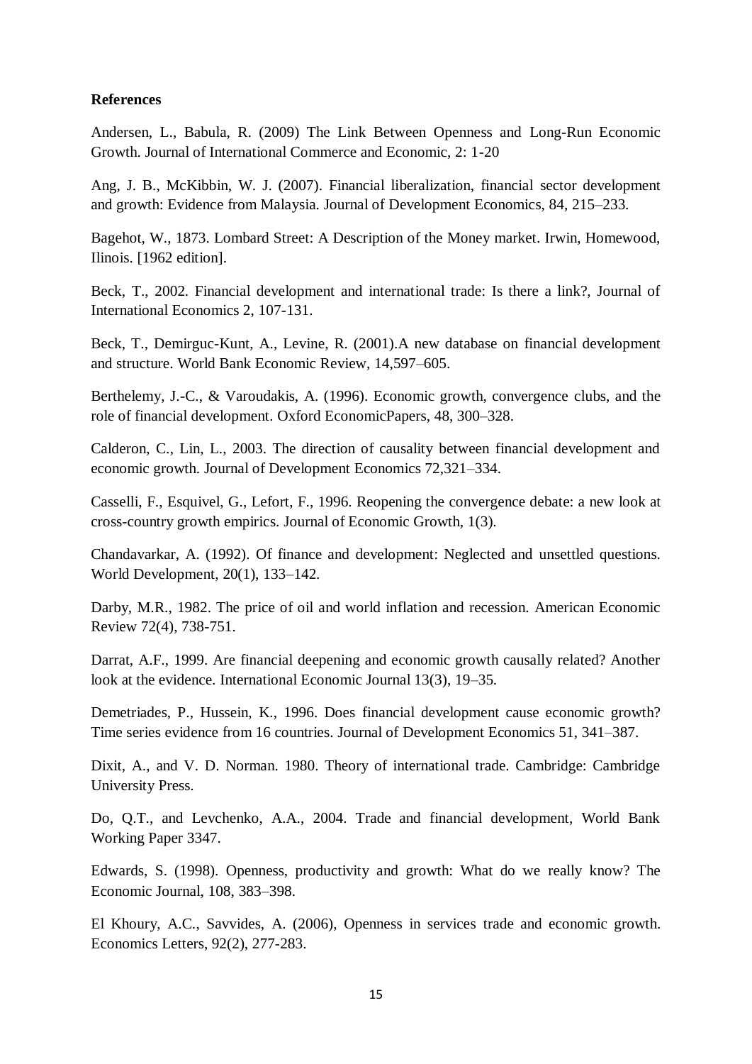**References**

Andersen, L., Babula, R. (2009) The Link Between Openness and Long-Run Economic Growth. Journal of International Commerce and Economic, 2: 1-20

Ang, J. B., McKibbin, W. J. (2007). Financial liberalization, financial sector development and growth: Evidence from Malaysia. Journal of Development Economics, 84, 215–233.

Bagehot, W., 1873. Lombard Street: A Description of the Money market. Irwin, Homewood, Ilinois. [1962 edition].

Beck, T., 2002. Financial development and international trade: Is there a link?, Journal of International Economics 2, 107-131.

Beck, T., Demirguc-Kunt, A., Levine, R. (2001).A new database on financial development and structure. World Bank Economic Review, 14,597–605.

Berthelemy, J.-C., & Varoudakis, A. (1996). Economic growth, convergence clubs, and the role of financial development. Oxford EconomicPapers, 48, 300–328.

Calderon, C., Lin, L., 2003. The direction of causality between financial development and economic growth. Journal of Development Economics 72,321–334.

Casselli, F., Esquivel, G., Lefort, F., 1996. Reopening the convergence debate: a new look at cross-country growth empirics. Journal of Economic Growth, 1(3).

Chandavarkar, A. (1992). Of finance and development: Neglected and unsettled questions. World Development, 20(1), 133–142.

Darby, M.R., 1982. The price of oil and world inflation and recession. American Economic Review 72(4), 738-751.

Darrat, A.F., 1999. Are financial deepening and economic growth causally related? Another look at the evidence. International Economic Journal 13(3), 19–35.

Demetriades, P., Hussein, K., 1996. Does financial development cause economic growth? Time series evidence from 16 countries. Journal of Development Economics 51, 341–387.

Dixit, A., and V. D. Norman. 1980. Theory of international trade. Cambridge: Cambridge University Press.

Do, Q.T., and Levchenko, A.A., 2004. Trade and financial development, World Bank Working Paper 3347.

Edwards, S. (1998). Openness, productivity and growth: What do we really know? The Economic Journal, 108, 383–398.

El Khoury, A.C., Savvides, A. (2006), Openness in services trade and economic growth. Economics Letters, 92(2), 277-283.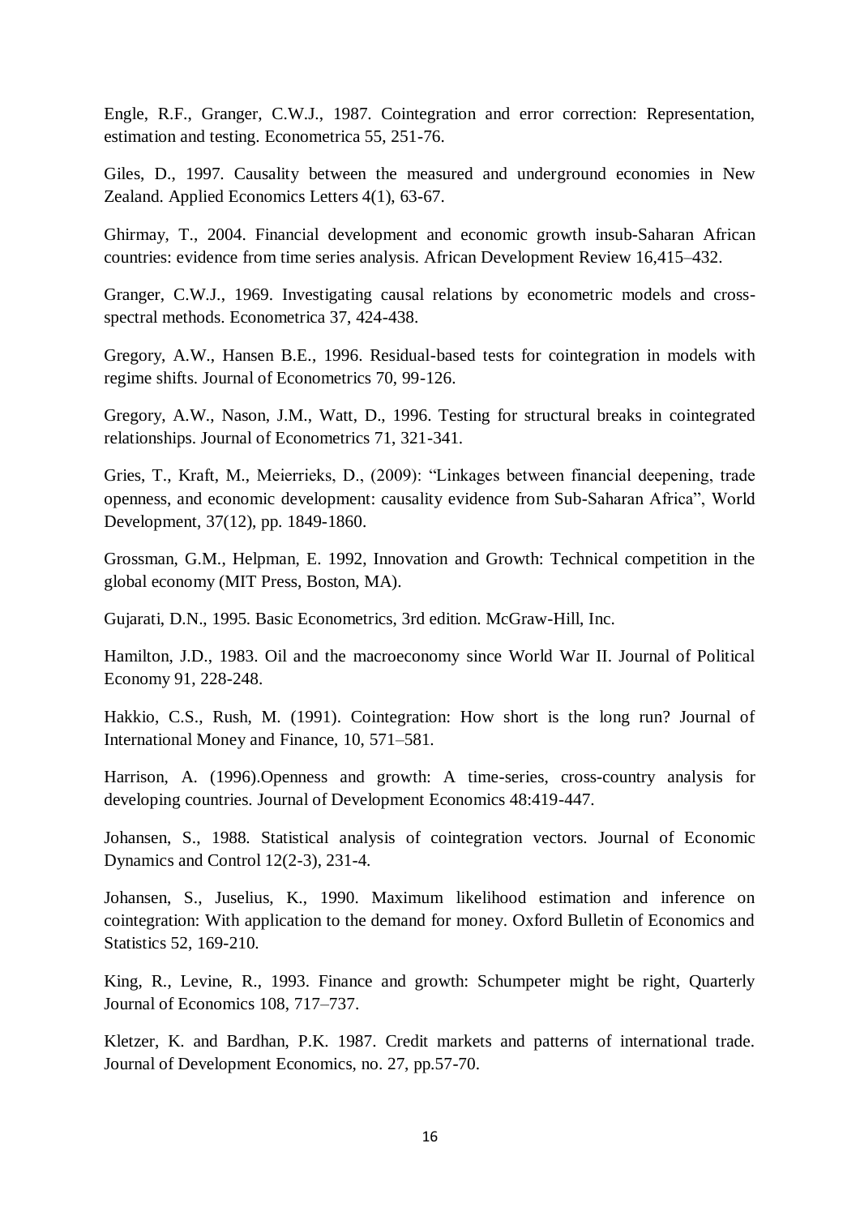Engle, R.F., Granger, C.W.J., 1987. Cointegration and error correction: Representation, estimation and testing. Econometrica 55, 251-76.

Giles, D., 1997. Causality between the measured and underground economies in New Zealand. Applied Economics Letters 4(1), 63-67.

Ghirmay, T., 2004. Financial development and economic growth insub-Saharan African countries: evidence from time series analysis. African Development Review 16,415–432.

Granger, C.W.J., 1969. Investigating causal relations by econometric models and cross-spectral methods. Econometrica 37, 424-438.

Gregory, A.W., Hansen B.E., 1996. Residual-based tests for cointegration in models with regime shifts. Journal of Econometrics 70, 99-126.

Gregory, A.W., Nason, J.M., Watt, D., 1996. Testing for structural breaks in cointegrated relationships. Journal of Econometrics 71, 321-341.

Gries, T., Kraft, M., Meierrieks, D., (2009): "Linkages between financial deepening, trade openness, and economic development: causality evidence from Sub-Saharan Africa", World Development, 37(12), pp. 1849-1860.

Grossman, G.M., Helpman, E. 1992, Innovation and Growth: Technical competition in the global economy (MIT Press, Boston, MA).

Gujarati, D.N., 1995. Basic Econometrics, 3rd edition. McGraw-Hill, Inc.

Hamilton, J.D., 1983. Oil and the macroeconomy since World War II. Journal of Political Economy 91, 228-248.

Hakkio, C.S., Rush, M. (1991). Cointegration: How short is the long run? Journal of International Money and Finance, 10, 571–581.

Harrison, A. (1996).Openness and growth: A time-series, cross-country analysis for developing countries. Journal of Development Economics 48:419-447.

Johansen, S., 1988. Statistical analysis of cointegration vectors. Journal of Economic Dynamics and Control 12(2-3), 231-4.

Johansen, S., Juselius, K., 1990. Maximum likelihood estimation and inference on cointegration: With application to the demand for money. Oxford Bulletin of Economics and Statistics 52, 169-210.

King, R., Levine, R., 1993. Finance and growth: Schumpeter might be right, Quarterly Journal of Economics 108, 717–737.

Kletzer, K. and Bardhan, P.K. 1987. Credit markets and patterns of international trade. Journal of Development Economics, no. 27, pp.57-70.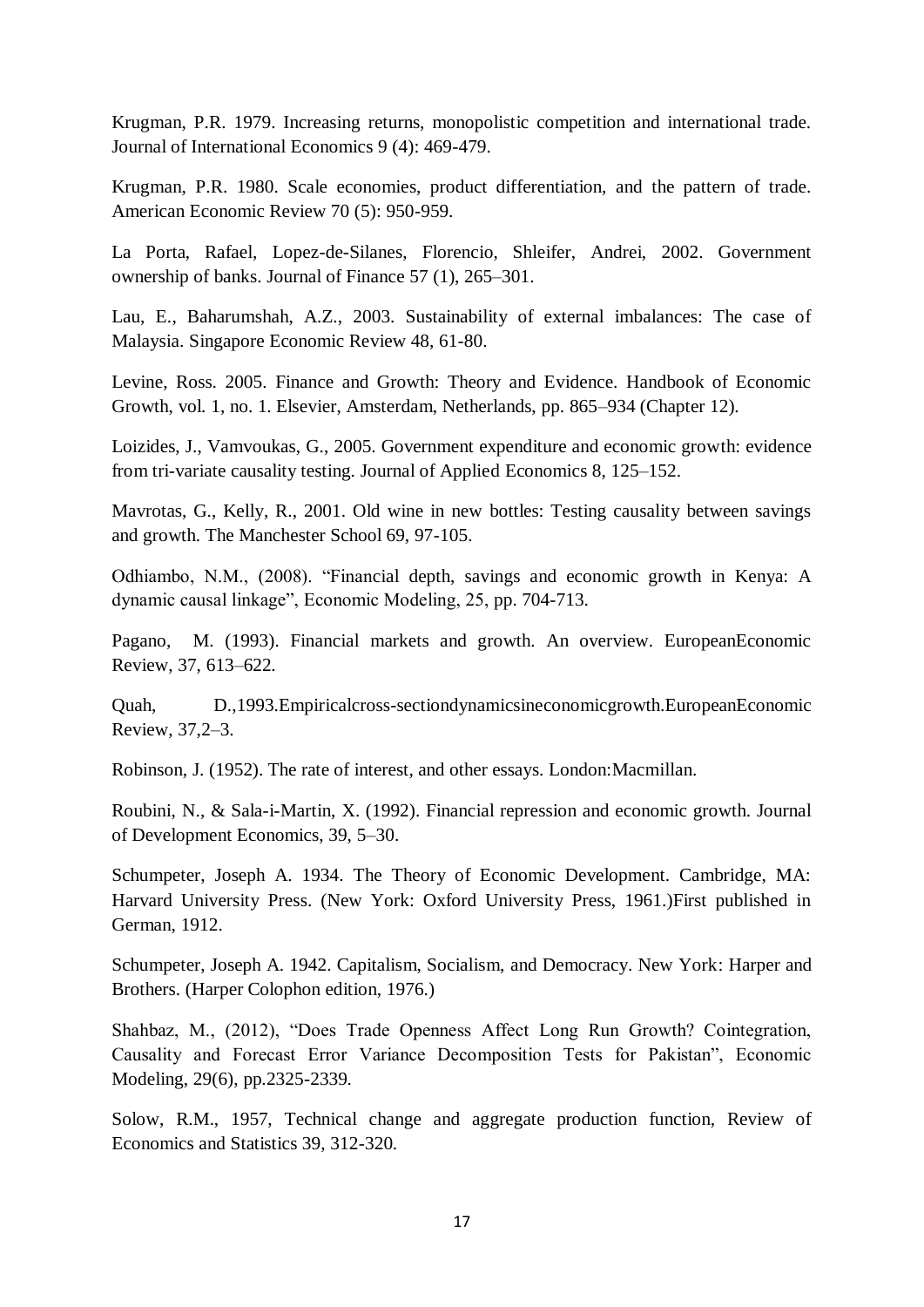Krugman, P.R. 1979. Increasing returns, monopolistic competition and international trade. Journal of International Economics 9 (4): 469-479.

Krugman, P.R. 1980. Scale economies, product differentiation, and the pattern of trade. American Economic Review 70 (5): 950-959.

La Porta, Rafael, Lopez-de-Silanes, Florencio, Shleifer, Andrei, 2002. Government ownership of banks. Journal of Finance 57 (1), 265–301.

Lau, E., Baharumshah, A.Z., 2003. Sustainability of external imbalances: The case of Malaysia. Singapore Economic Review 48, 61-80.

Levine, Ross. 2005. Finance and Growth: Theory and Evidence. Handbook of Economic Growth, vol. 1, no. 1. Elsevier, Amsterdam, Netherlands, pp. 865–934 (Chapter 12).

Loizides, J., Vamvoukas, G., 2005. Government expenditure and economic growth: evidence from tri-variate causality testing. Journal of Applied Economics 8, 125–152.

Mavrotas, G., Kelly, R., 2001. Old wine in new bottles: Testing causality between savings and growth. The Manchester School 69, 97-105.

Odhiambo, N.M., (2008). "Financial depth, savings and economic growth in Kenya: A dynamic causal linkage", Economic Modeling, 25, pp. 704-713.

Pagano, M. (1993). Financial markets and growth. An overview. EuropeanEconomic Review, 37, 613–622.

Quah, D.,1993.Empiricalcross-sectiondynamicsineconomicgrowth.EuropeanEconomic Review, 37,2–3.

Robinson, J. (1952). The rate of interest, and other essays. London:Macmillan.

Roubini, N., & Sala-i-Martin, X. (1992). Financial repression and economic growth. Journal of Development Economics, 39, 5–30.

Schumpeter, Joseph A. 1934. The Theory of Economic Development. Cambridge, MA: Harvard University Press. (New York: Oxford University Press, 1961.)First published in German, 1912.

Schumpeter, Joseph A. 1942. Capitalism, Socialism, and Democracy. New York: Harper and Brothers. (Harper Colophon edition, 1976.)

Shahbaz, M., (2012), "Does Trade Openness Affect Long Run Growth? Cointegration, Causality and Forecast Error Variance Decomposition Tests for Pakistan", Economic Modeling, 29(6), pp.2325-2339.

Solow, R.M., 1957, Technical change and aggregate production function, Review of Economics and Statistics 39, 312-320.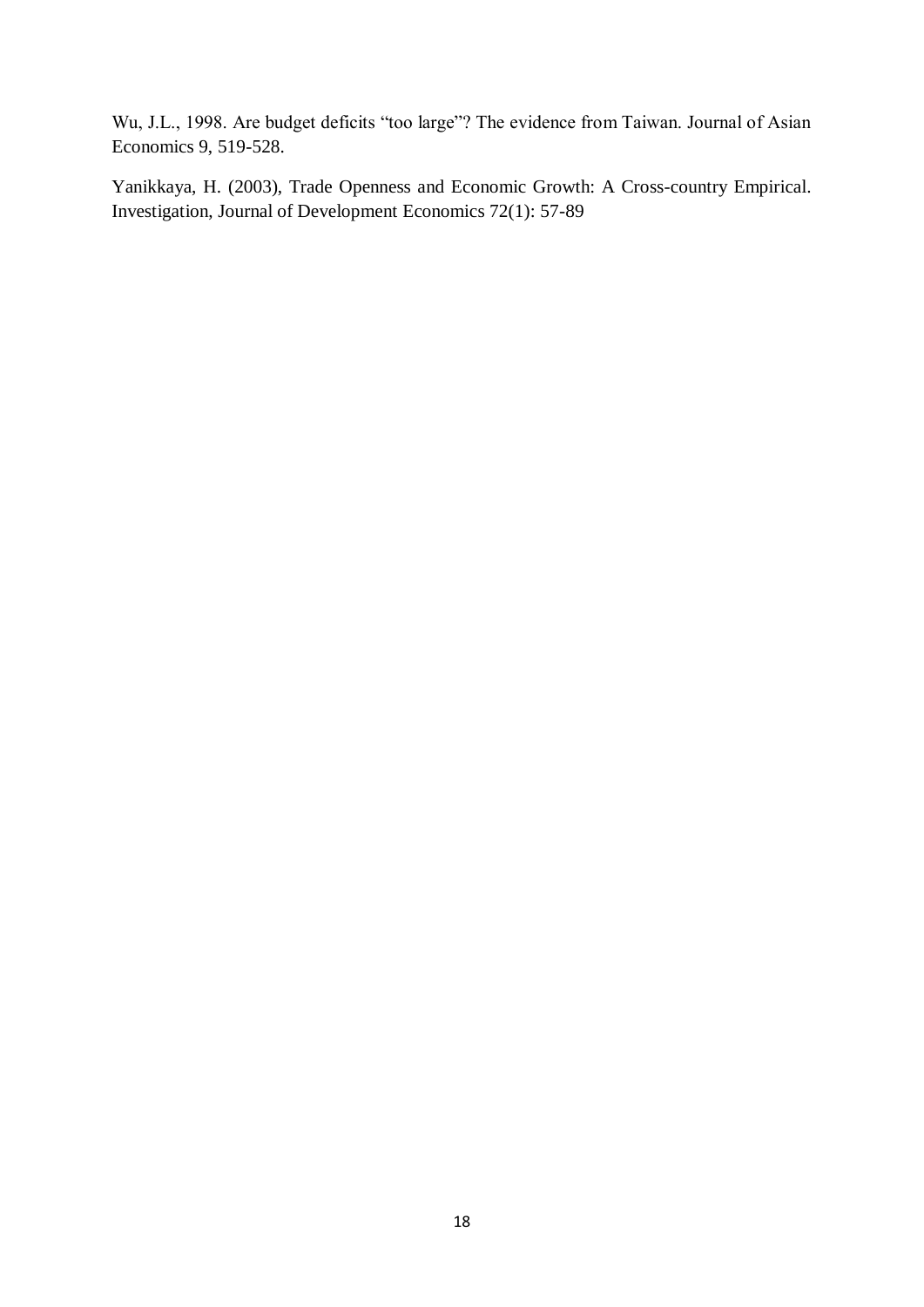Wu, J.L., 1998. Are budget deficits "too large"? The evidence from Taiwan. Journal of Asian Economics 9, 519-528.

Yanikkaya, H. (2003), Trade Openness and Economic Growth: A Cross-country Empirical. Investigation, Journal of Development Economics 72(1): 57-89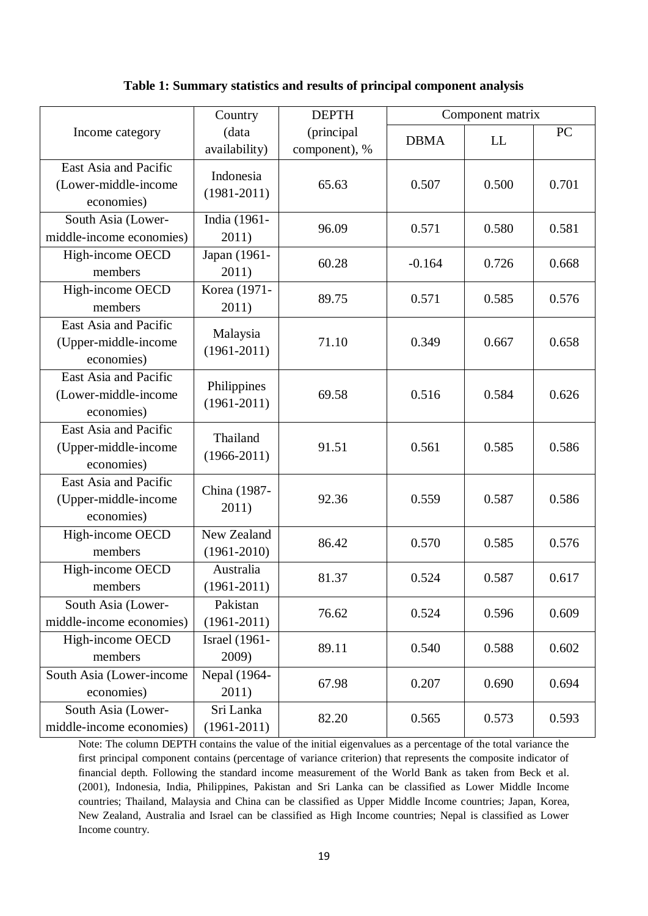**Table 1: Summary statistics and results of principal component analysis**

| Income category | Country (data availability) | DEPTH (principal component), % | Component matrix | | |
|---|---|---|---|---|---|
| | | | DBMA | LL | PC |
| East Asia and Pacific (Lower-middle-income economies) | Indonesia (1981-2011) | 65.63 | 0.507 | 0.500 | 0.701 |
| South Asia (Lower-middle-income economies) | India (1961-2011) | 96.09 | 0.571 | 0.580 | 0.581 |
| High-income OECD members | Japan (1961-2011) | 60.28 | -0.164 | 0.726 | 0.668 |
| High-income OECD members | Korea (1971-2011) | 89.75 | 0.571 | 0.585 | 0.576 |
| East Asia and Pacific (Upper-middle-income economies) | Malaysia (1961-2011) | 71.10 | 0.349 | 0.667 | 0.658 |
| East Asia and Pacific (Lower-middle-income economies) | Philippines (1961-2011) | 69.58 | 0.516 | 0.584 | 0.626 |
| East Asia and Pacific (Upper-middle-income economies) | Thailand (1966-2011) | 91.51 | 0.561 | 0.585 | 0.586 |
| East Asia and Pacific (Upper-middle-income economies) | China (1987-2011) | 92.36 | 0.559 | 0.587 | 0.586 |
| High-income OECD members | New Zealand (1961-2010) | 86.42 | 0.570 | 0.585 | 0.576 |
| High-income OECD members | Australia (1961-2011) | 81.37 | 0.524 | 0.587 | 0.617 |
| South Asia (Lower-middle-income economies) | Pakistan (1961-2011) | 76.62 | 0.524 | 0.596 | 0.609 |
| High-income OECD members | Israel (1961-2009) | 89.11 | 0.540 | 0.588 | 0.602 |
| South Asia (Lower-income economies) | Nepal (1964-2011) | 67.98 | 0.207 | 0.690 | 0.694 |
| South Asia (Lower-middle-income economies) | Sri Lanka (1961-2011) | 82.20 | 0.565 | 0.573 | 0.593 |

Note: The column DEPTH contains the value of the initial eigenvalues as a percentage of the total variance the first principal component contains (percentage of variance criterion) that represents the composite indicator of financial depth. Following the standard income measurement of the World Bank as taken from Beck et al. (2001), Indonesia, India, Philippines, Pakistan and Sri Lanka can be classified as Lower Middle Income countries; Thailand, Malaysia and China can be classified as Upper Middle Income countries; Japan, Korea, New Zealand, Australia and Israel can be classified as High Income countries; Nepal is classified as Lower Income country.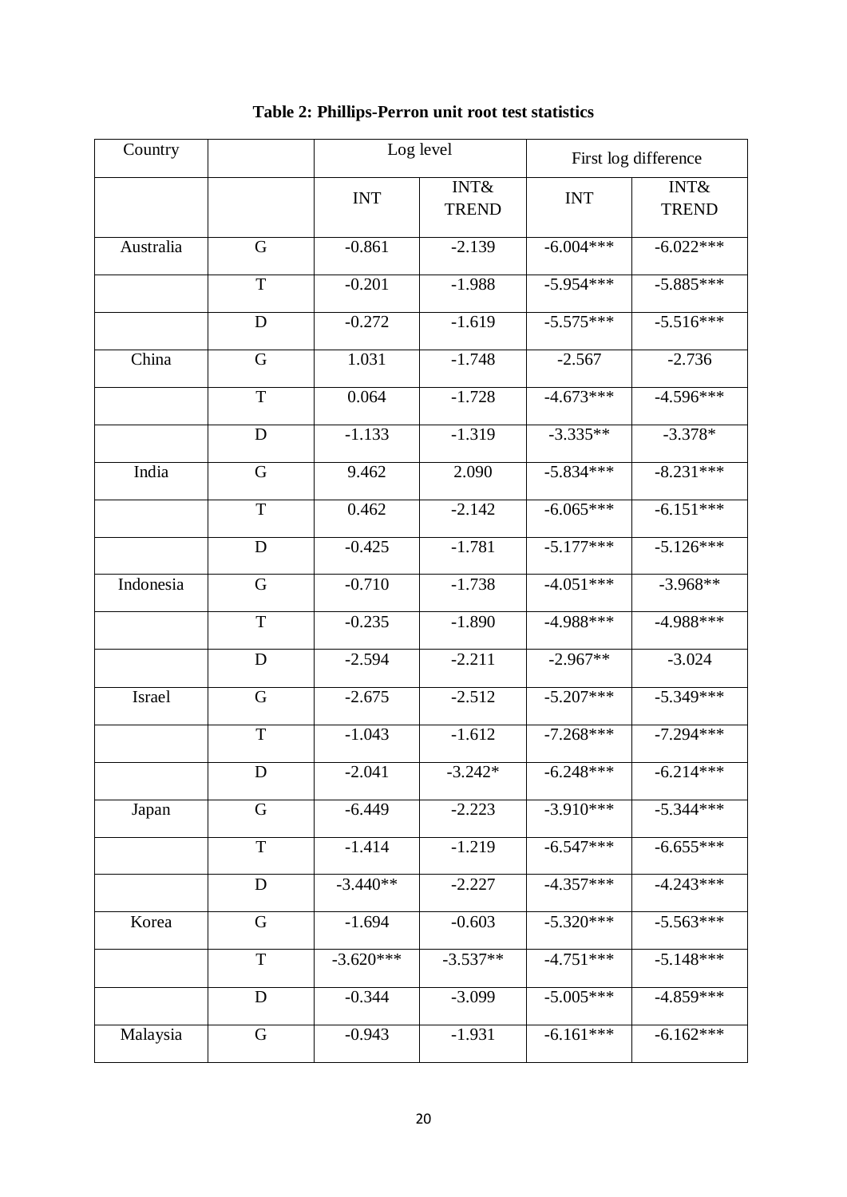**Table 2: Phillips-Perron unit root test statistics**

| Country | | Log level | | First log difference | |
|---|---|---|---|---|---|
| | | INT | INT& TREND | INT | INT& TREND |
| Australia | G | -0.861 | -2.139 | -6.004*** | -6.022*** |
| | T | -0.201 | -1.988 | -5.954*** | -5.885*** |
| | D | -0.272 | -1.619 | -5.575*** | -5.516*** |
| China | G | 1.031 | -1.748 | -2.567 | -2.736 |
| | T | 0.064 | -1.728 | -4.673*** | -4.596*** |
| | D | -1.133 | -1.319 | -3.335** | -3.378* |
| India | G | 9.462 | 2.090 | -5.834*** | -8.231*** |
| | T | 0.462 | -2.142 | -6.065*** | -6.151*** |
| | D | -0.425 | -1.781 | -5.177*** | -5.126*** |
| Indonesia | G | -0.710 | -1.738 | -4.051*** | -3.968** |
| | T | -0.235 | -1.890 | -4.988*** | -4.988*** |
| | D | -2.594 | -2.211 | -2.967** | -3.024 |
| Israel | G | -2.675 | -2.512 | -5.207*** | -5.349*** |
| | T | -1.043 | -1.612 | -7.268*** | -7.294*** |
| | D | -2.041 | -3.242* | -6.248*** | -6.214*** |
| Japan | G | -6.449 | -2.223 | -3.910*** | -5.344*** |
| | T | -1.414 | -1.219 | -6.547*** | -6.655*** |
| | D | -3.440** | -2.227 | -4.357*** | -4.243*** |
| Korea | G | -1.694 | -0.603 | -5.320*** | -5.563*** |
| | T | -3.620*** | -3.537** | -4.751*** | -5.148*** |
| | D | -0.344 | -3.099 | -5.005*** | -4.859*** |
| Malaysia | G | -0.943 | -1.931 | -6.161*** | -6.162*** |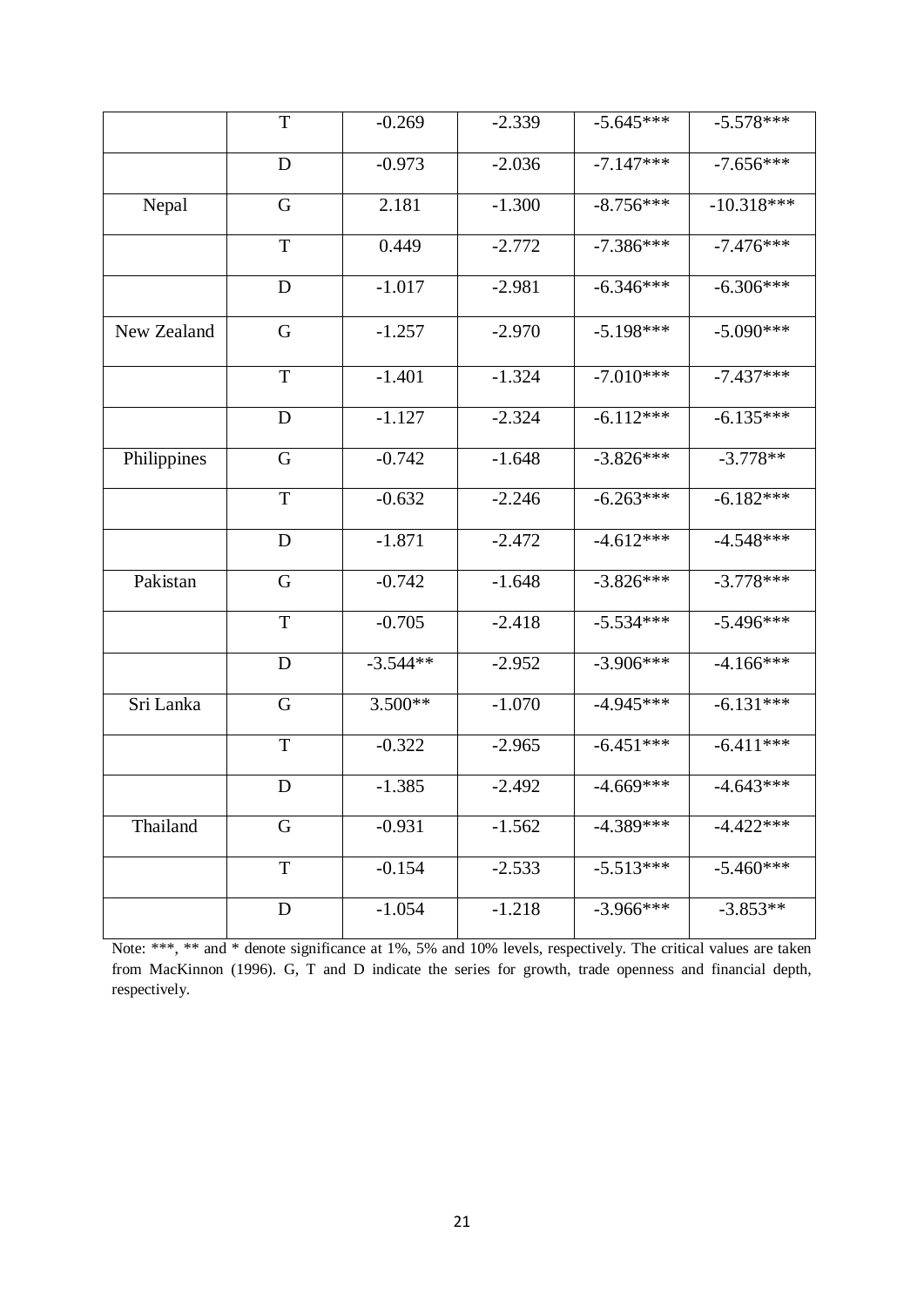| | | | | | |
|---|---|---|---|---|---|
| | T | -0.269 | -2.339 | -5.645*** | -5.578*** |
| | D | -0.973 | -2.036 | -7.147*** | -7.656*** |
| Nepal | G | 2.181 | -1.300 | -8.756*** | -10.318*** |
| | T | 0.449 | -2.772 | -7.386*** | -7.476*** |
| | D | -1.017 | -2.981 | -6.346*** | -6.306*** |
| New Zealand | G | -1.257 | -2.970 | -5.198*** | -5.090*** |
| | T | -1.401 | -1.324 | -7.010*** | -7.437*** |
| | D | -1.127 | -2.324 | -6.112*** | -6.135*** |
| Philippines | G | -0.742 | -1.648 | -3.826*** | -3.778** |
| | T | -0.632 | -2.246 | -6.263*** | -6.182*** |
| | D | -1.871 | -2.472 | -4.612*** | -4.548*** |
| Pakistan | G | -0.742 | -1.648 | -3.826*** | -3.778*** |
| | T | -0.705 | -2.418 | -5.534*** | -5.496*** |
| | D | -3.544** | -2.952 | -3.906*** | -4.166*** |
| Sri Lanka | G | 3.500** | -1.070 | -4.945*** | -6.131*** |
| | T | -0.322 | -2.965 | -6.451*** | -6.411*** |
| | D | -1.385 | -2.492 | -4.669*** | -4.643*** |
| Thailand | G | -0.931 | -1.562 | -4.389*** | -4.422*** |
| | T | -0.154 | -2.533 | -5.513*** | -5.460*** |
| | D | -1.054 | -1.218 | -3.966*** | -3.853** |

Note: ***, ** and * denote significance at 1%, 5% and 10% levels, respectively. The critical values are taken from MacKinnon (1996). G, T and D indicate the series for growth, trade openness and financial depth, respectively.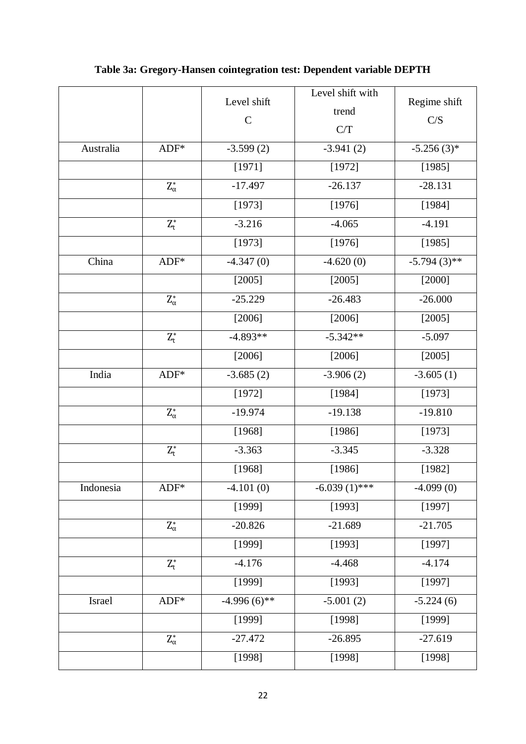**Table 3a: Gregory-Hansen cointegration test: Dependent variable DEPTH**

| | | Level shift C | Level shift with trend C/T | Regime shift C/S |
|---|---|---|---|---|
| Australia | ADF* | -3.599 (2) | -3.941 (2) | -5.256 (3)* |
| | | [1971] | [1972] | [1985] |
| | $Z_{\alpha}^{*}$ | -17.497 | -26.137 | -28.131 |
| | | [1973] | [1976] | [1984] |
| | $Z_{t}^{*}$ | -3.216 | -4.065 | -4.191 |
| | | [1973] | [1976] | [1985] |
| China | ADF* | -4.347 (0) | -4.620 (0) | -5.794 (3)** |
| | | [2005] | [2005] | [2000] |
| | $Z_{\alpha}^{*}$ | -25.229 | -26.483 | -26.000 |
| | | [2006] | [2006] | [2005] |
| | $Z_{t}^{*}$ | -4.893** | -5.342** | -5.097 |
| | | [2006] | [2006] | [2005] |
| India | ADF* | -3.685 (2) | -3.906 (2) | -3.605 (1) |
| | | [1972] | [1984] | [1973] |
| | $Z_{\alpha}^{*}$ | -19.974 | -19.138 | -19.810 |
| | | [1968] | [1986] | [1973] |
| | $Z_{t}^{*}$ | -3.363 | -3.345 | -3.328 |
| | | [1968] | [1986] | [1982] |
| Indonesia | ADF* | -4.101 (0) | -6.039 (1)*** | -4.099 (0) |
| | | [1999] | [1993] | [1997] |
| | $Z_{\alpha}^{*}$ | -20.826 | -21.689 | -21.705 |
| | | [1999] | [1993] | [1997] |
| | $Z_{t}^{*}$ | -4.176 | -4.468 | -4.174 |
| | | [1999] | [1993] | [1997] |
| Israel | ADF* | -4.996 (6)** | -5.001 (2) | -5.224 (6) |
| | | [1999] | [1998] | [1999] |
| | $Z_{\alpha}^{*}$ | -27.472 | -26.895 | -27.619 |
| | | [1998] | [1998] | [1998] |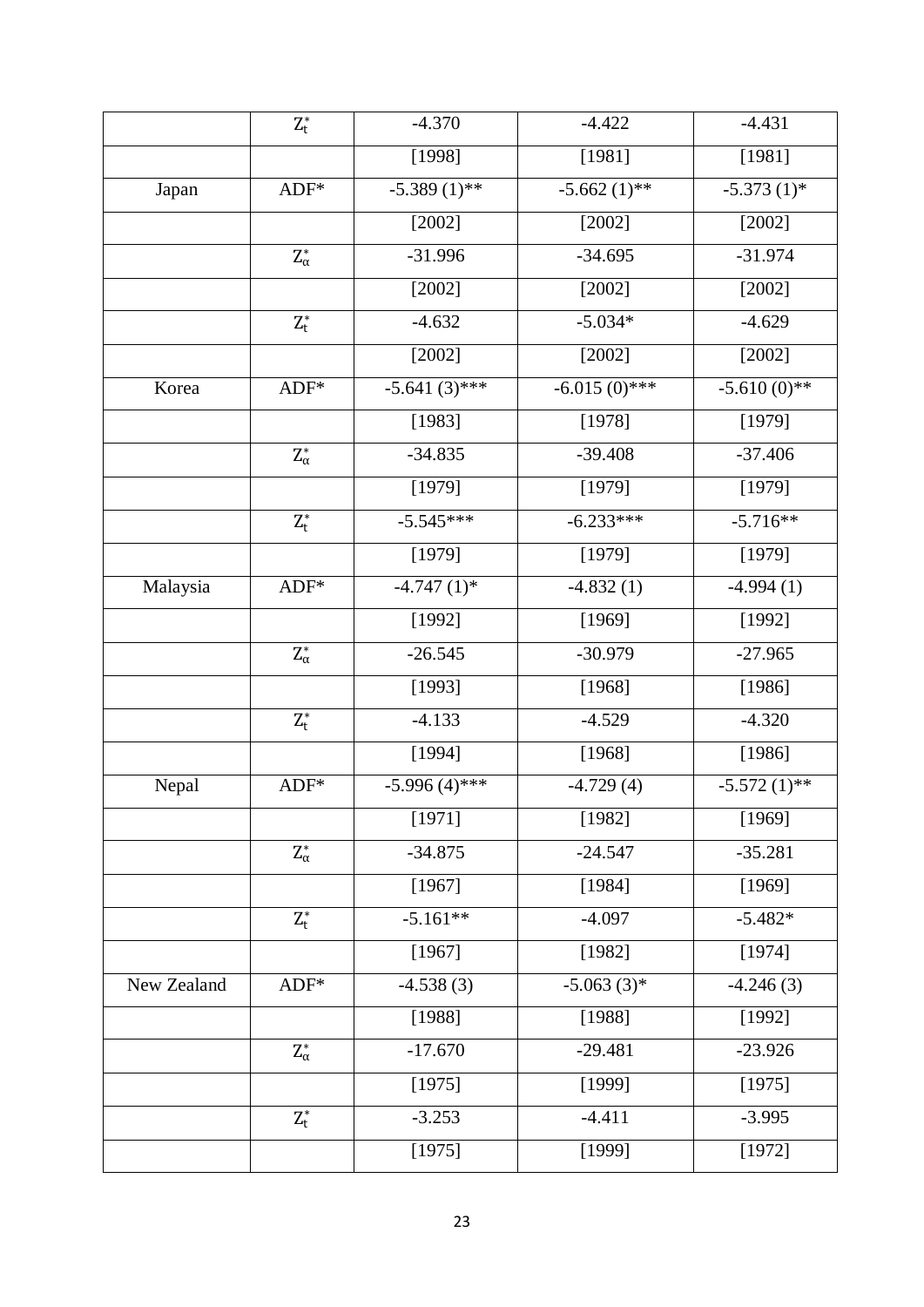| | | | | |
|---|---|---|---|---|
| | $Z_t^*$ | -4.370 | -4.422 | -4.431 |
| | | [1998] | [1981] | [1981] |
| Japan | ADF* | -5.389 (1)** | -5.662 (1)** | -5.373 (1)* |
| | | [2002] | [2002] | [2002] |
| | $Z_\alpha^*$ | -31.996 | -34.695 | -31.974 |
| | | [2002] | [2002] | [2002] |
| | $Z_t^*$ | -4.632 | -5.034* | -4.629 |
| | | [2002] | [2002] | [2002] |
| Korea | ADF* | -5.641 (3)*** | -6.015 (0)*** | -5.610 (0)** |
| | | [1983] | [1978] | [1979] |
| | $Z_\alpha^*$ | -34.835 | -39.408 | -37.406 |
| | | [1979] | [1979] | [1979] |
| | $Z_t^*$ | -5.545*** | -6.233*** | -5.716** |
| | | [1979] | [1979] | [1979] |
| Malaysia | ADF* | -4.747 (1)* | -4.832 (1) | -4.994 (1) |
| | | [1992] | [1969] | [1992] |
| | $Z_\alpha^*$ | -26.545 | -30.979 | -27.965 |
| | | [1993] | [1968] | [1986] |
| | $Z_t^*$ | -4.133 | -4.529 | -4.320 |
| | | [1994] | [1968] | [1986] |
| Nepal | ADF* | -5.996 (4)*** | -4.729 (4) | -5.572 (1)** |
| | | [1971] | [1982] | [1969] |
| | $Z_\alpha^*$ | -34.875 | -24.547 | -35.281 |
| | | [1967] | [1984] | [1969] |
| | $Z_t^*$ | -5.161** | -4.097 | -5.482* |
| | | [1967] | [1982] | [1974] |
| New Zealand | ADF* | -4.538 (3) | -5.063 (3)* | -4.246 (3) |
| | | [1988] | [1988] | [1992] |
| | $Z_\alpha^*$ | -17.670 | -29.481 | -23.926 |
| | | [1975] | [1999] | [1975] |
| | $Z_t^*$ | -3.253 | -4.411 | -3.995 |
| | | [1975] | [1999] | [1972] |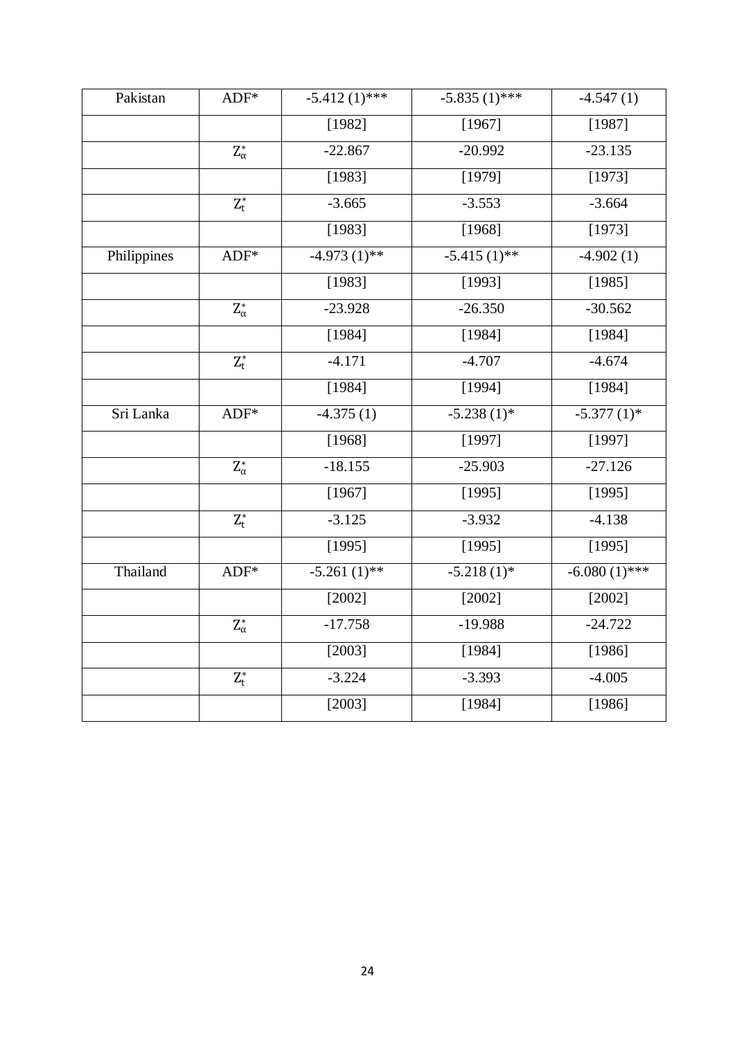| Pakistan | ADF* | -5.412 (1)*** | -5.835 (1)*** | -4.547 (1) |
|---|---|---|---|---|
| | | [1982] | [1967] | [1987] |
| | $Z_{\alpha}^{*}$ | -22.867 | -20.992 | -23.135 |
| | | [1983] | [1979] | [1973] |
| | $Z_{t}^{*}$ | -3.665 | -3.553 | -3.664 |
| | | [1983] | [1968] | [1973] |
| Philippines | ADF* | -4.973 (1)** | -5.415 (1)** | -4.902 (1) |
| | | [1983] | [1993] | [1985] |
| | $Z_{\alpha}^{*}$ | -23.928 | -26.350 | -30.562 |
| | | [1984] | [1984] | [1984] |
| | $Z_{t}^{*}$ | -4.171 | -4.707 | -4.674 |
| | | [1984] | [1994] | [1984] |
| Sri Lanka | ADF* | -4.375 (1) | -5.238 (1)* | -5.377 (1)* |
| | | [1968] | [1997] | [1997] |
| | $Z_{\alpha}^{*}$ | -18.155 | -25.903 | -27.126 |
| | | [1967] | [1995] | [1995] |
| | $Z_{t}^{*}$ | -3.125 | -3.932 | -4.138 |
| | | [1995] | [1995] | [1995] |
| Thailand | ADF* | -5.261 (1)** | -5.218 (1)* | -6.080 (1)*** |
| | | [2002] | [2002] | [2002] |
| | $Z_{\alpha}^{*}$ | -17.758 | -19.988 | -24.722 |
| | | [2003] | [1984] | [1986] |
| | $Z_{t}^{*}$ | -3.224 | -3.393 | -4.005 |
| | | [2003] | [1984] | [1986] |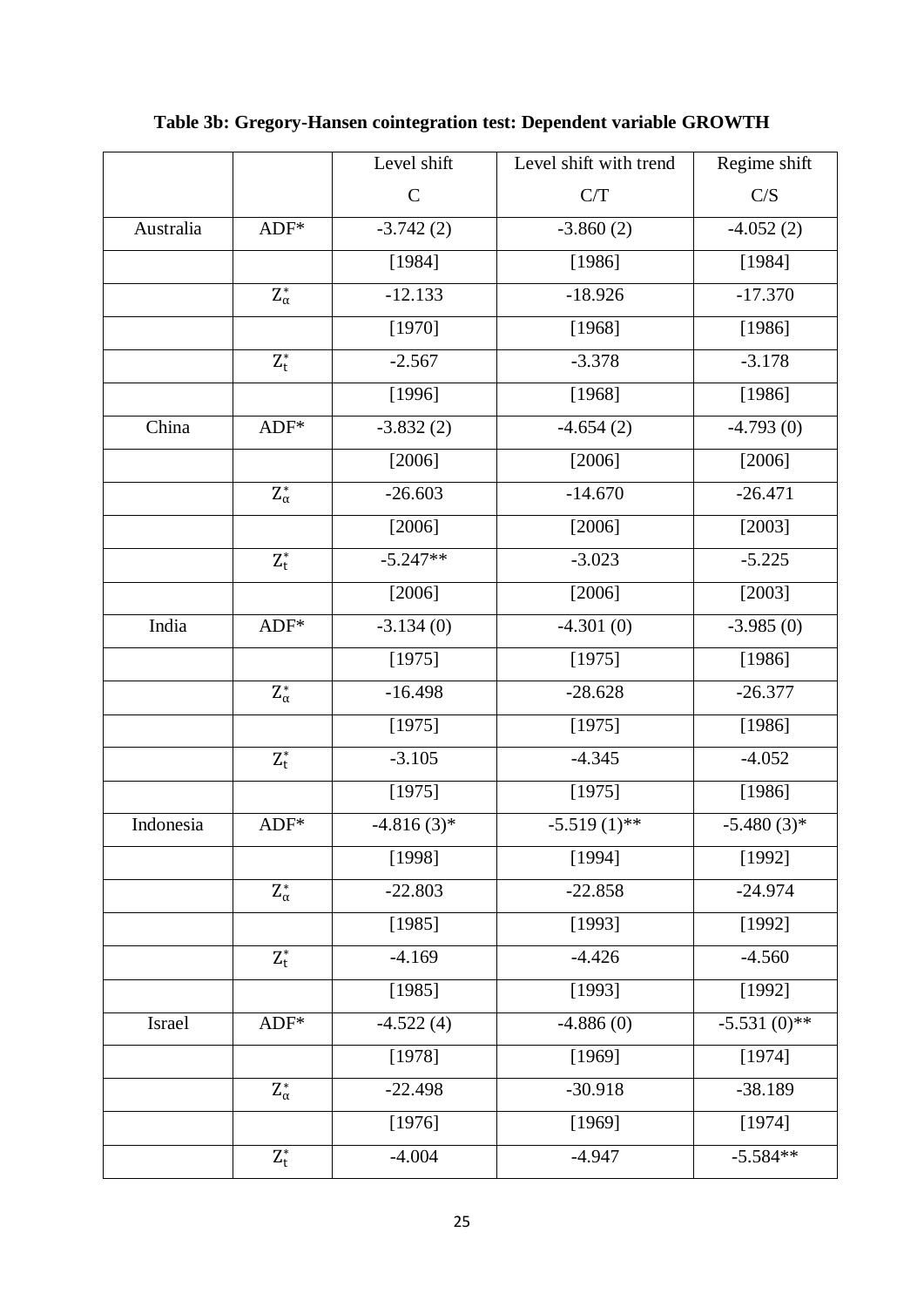**Table 3b: Gregory-Hansen cointegration test: Dependent variable GROWTH**

| | | Level shift | Level shift with trend | Regime shift |
|---|---|---|---|---|
| | | C | C/T | C/S |
| Australia | ADF* | -3.742 (2) | -3.860 (2) | -4.052 (2) |
| | | [1984] | [1986] | [1984] |
| | $Z_{\alpha}^{*}$ | -12.133 | -18.926 | -17.370 |
| | | [1970] | [1968] | [1986] |
| | $Z_{t}^{*}$ | -2.567 | -3.378 | -3.178 |
| | | [1996] | [1968] | [1986] |
| China | ADF* | -3.832 (2) | -4.654 (2) | -4.793 (0) |
| | | [2006] | [2006] | [2006] |
| | $Z_{\alpha}^{*}$ | -26.603 | -14.670 | -26.471 |
| | | [2006] | [2006] | [2003] |
| | $Z_{t}^{*}$ | -5.247** | -3.023 | -5.225 |
| | | [2006] | [2006] | [2003] |
| India | ADF* | -3.134 (0) | -4.301 (0) | -3.985 (0) |
| | | [1975] | [1975] | [1986] |
| | $Z_{\alpha}^{*}$ | -16.498 | -28.628 | -26.377 |
| | | [1975] | [1975] | [1986] |
| | $Z_{t}^{*}$ | -3.105 | -4.345 | -4.052 |
| | | [1975] | [1975] | [1986] |
| Indonesia | ADF* | -4.816 (3)* | -5.519 (1)** | -5.480 (3)* |
| | | [1998] | [1994] | [1992] |
| | $Z_{\alpha}^{*}$ | -22.803 | -22.858 | -24.974 |
| | | [1985] | [1993] | [1992] |
| | $Z_{t}^{*}$ | -4.169 | -4.426 | -4.560 |
| | | [1985] | [1993] | [1992] |
| Israel | ADF* | -4.522 (4) | -4.886 (0) | -5.531 (0)** |
| | | [1978] | [1969] | [1974] |
| | $Z_{\alpha}^{*}$ | -22.498 | -30.918 | -38.189 |
| | | [1976] | [1969] | [1974] |
| | $Z_{t}^{*}$ | -4.004 | -4.947 | -5.584** |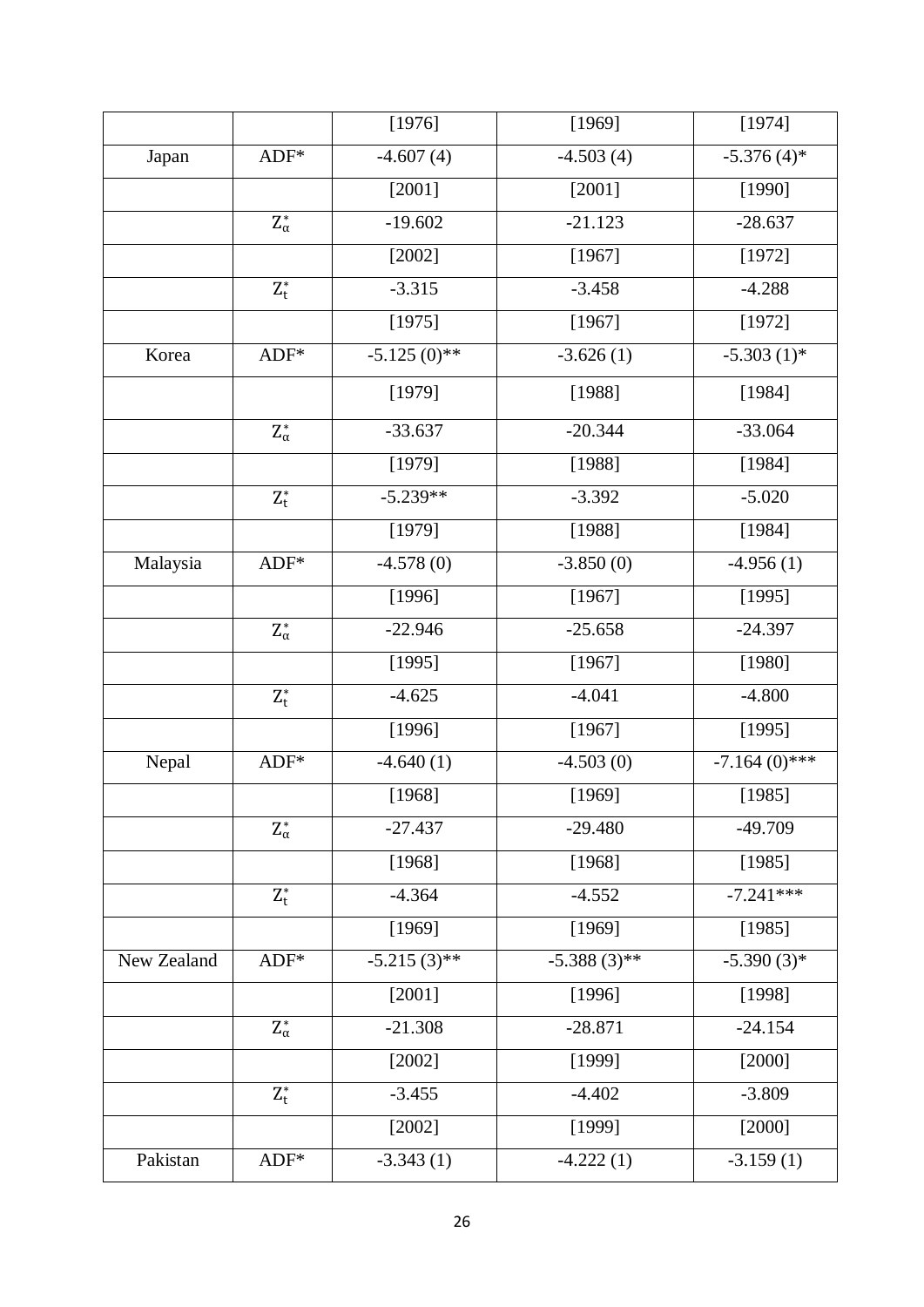|  |  | [1976] | [1969] | [1974] |
|---|---|---|---|---|
| Japan | ADF* | -4.607 (4) | -4.503 (4) | -5.376 (4)* |
|  |  | [2001] | [2001] | [1990] |
|  | $Z_{\alpha}^{*}$ | -19.602 | -21.123 | -28.637 |
|  |  | [2002] | [1967] | [1972] |
|  | $Z_{t}^{*}$ | -3.315 | -3.458 | -4.288 |
|  |  | [1975] | [1967] | [1972] |
| Korea | ADF* | -5.125 (0)** | -3.626 (1) | -5.303 (1)* |
|  |  | [1979] | [1988] | [1984] |
|  | $Z_{\alpha}^{*}$ | -33.637 | -20.344 | -33.064 |
|  |  | [1979] | [1988] | [1984] |
|  | $Z_{t}^{*}$ | -5.239** | -3.392 | -5.020 |
|  |  | [1979] | [1988] | [1984] |
| Malaysia | ADF* | -4.578 (0) | -3.850 (0) | -4.956 (1) |
|  |  | [1996] | [1967] | [1995] |
|  | $Z_{\alpha}^{*}$ | -22.946 | -25.658 | -24.397 |
|  |  | [1995] | [1967] | [1980] |
|  | $Z_{t}^{*}$ | -4.625 | -4.041 | -4.800 |
|  |  | [1996] | [1967] | [1995] |
| Nepal | ADF* | -4.640 (1) | -4.503 (0) | -7.164 (0)*** |
|  |  | [1968] | [1969] | [1985] |
|  | $Z_{\alpha}^{*}$ | -27.437 | -29.480 | -49.709 |
|  |  | [1968] | [1968] | [1985] |
|  | $Z_{t}^{*}$ | -4.364 | -4.552 | -7.241*** |
|  |  | [1969] | [1969] | [1985] |
| New Zealand | ADF* | -5.215 (3)** | -5.388 (3)** | -5.390 (3)* |
|  |  | [2001] | [1996] | [1998] |
|  | $Z_{\alpha}^{*}$ | -21.308 | -28.871 | -24.154 |
|  |  | [2002] | [1999] | [2000] |
|  | $Z_{t}^{*}$ | -3.455 | -4.402 | -3.809 |
|  |  | [2002] | [1999] | [2000] |
| Pakistan | ADF* | -3.343 (1) | -4.222 (1) | -3.159 (1) |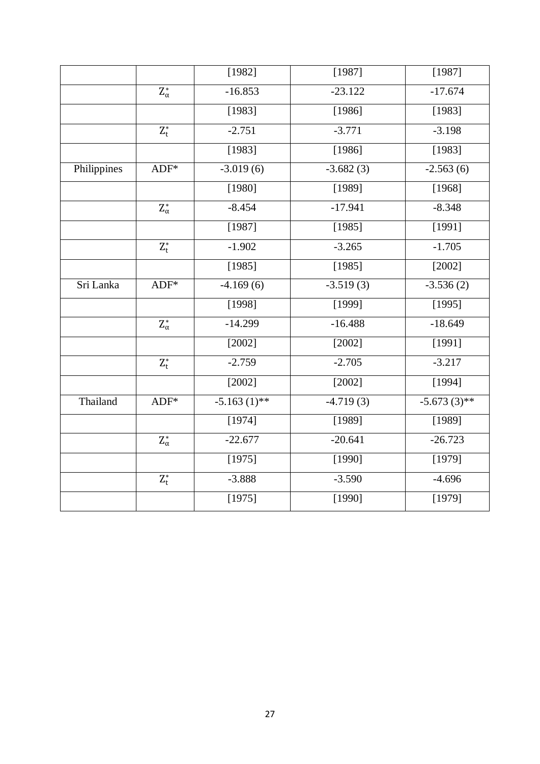| | | [1982] | [1987] | [1987] |
|---|---|---|---|---|
| | $Z_{\alpha}^{*}$ | -16.853 | -23.122 | -17.674 |
| | | [1983] | [1986] | [1983] |
| | $Z_{t}^{*}$ | -2.751 | -3.771 | -3.198 |
| | | [1983] | [1986] | [1983] |
| Philippines | ADF* | -3.019 (6) | -3.682 (3) | -2.563 (6) |
| | | [1980] | [1989] | [1968] |
| | $Z_{\alpha}^{*}$ | -8.454 | -17.941 | -8.348 |
| | | [1987] | [1985] | [1991] |
| | $Z_{t}^{*}$ | -1.902 | -3.265 | -1.705 |
| | | [1985] | [1985] | [2002] |
| Sri Lanka | ADF* | -4.169 (6) | -3.519 (3) | -3.536 (2) |
| | | [1998] | [1999] | [1995] |
| | $Z_{\alpha}^{*}$ | -14.299 | -16.488 | -18.649 |
| | | [2002] | [2002] | [1991] |
| | $Z_{t}^{*}$ | -2.759 | -2.705 | -3.217 |
| | | [2002] | [2002] | [1994] |
| Thailand | ADF* | -5.163 (1)** | -4.719 (3) | -5.673 (3)** |
| | | [1974] | [1989] | [1989] |
| | $Z_{\alpha}^{*}$ | -22.677 | -20.641 | -26.723 |
| | | [1975] | [1990] | [1979] |
| | $Z_{t}^{*}$ | -3.888 | -3.590 | -4.696 |
| | | [1975] | [1990] | [1979] |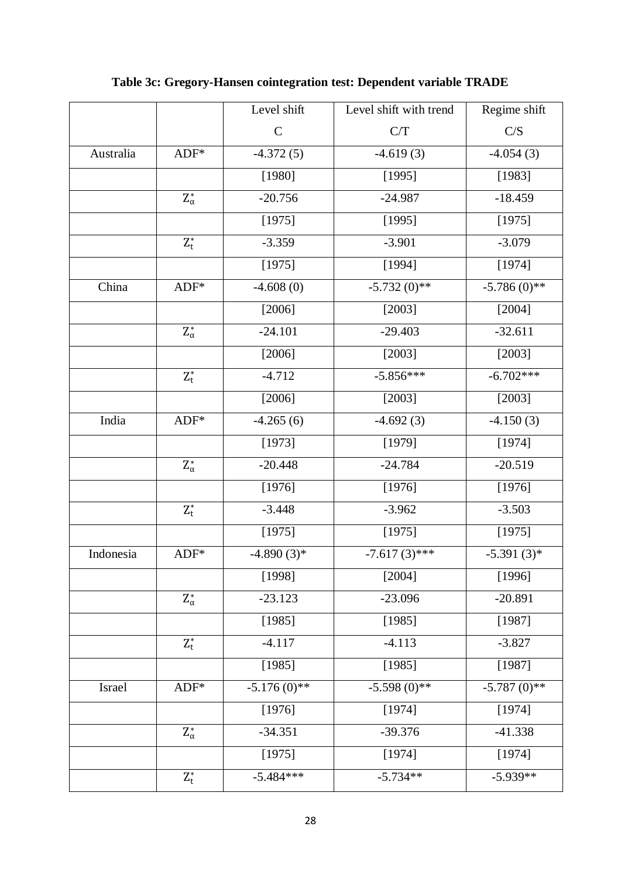**Table 3c: Gregory-Hansen cointegration test: Dependent variable TRADE**

| | | Level shift | Level shift with trend | Regime shift |
|---|---|---|---|---|
| | | C | C/T | C/S |
| Australia | ADF* | -4.372 (5) | -4.619 (3) | -4.054 (3) |
| | | [1980] | [1995] | [1983] |
| | $Z_\alpha^*$ | -20.756 | -24.987 | -18.459 |
| | | [1975] | [1995] | [1975] |
| | $Z_t^*$ | -3.359 | -3.901 | -3.079 |
| | | [1975] | [1994] | [1974] |
| China | ADF* | -4.608 (0) | -5.732 (0)** | -5.786 (0)** |
| | | [2006] | [2003] | [2004] |
| | $Z_\alpha^*$ | -24.101 | -29.403 | -32.611 |
| | | [2006] | [2003] | [2003] |
| | $Z_t^*$ | -4.712 | -5.856*** | -6.702*** |
| | | [2006] | [2003] | [2003] |
| India | ADF* | -4.265 (6) | -4.692 (3) | -4.150 (3) |
| | | [1973] | [1979] | [1974] |
| | $Z_\alpha^*$ | -20.448 | -24.784 | -20.519 |
| | | [1976] | [1976] | [1976] |
| | $Z_t^*$ | -3.448 | -3.962 | -3.503 |
| | | [1975] | [1975] | [1975] |
| Indonesia | ADF* | -4.890 (3)* | -7.617 (3)*** | -5.391 (3)* |
| | | [1998] | [2004] | [1996] |
| | $Z_\alpha^*$ | -23.123 | -23.096 | -20.891 |
| | | [1985] | [1985] | [1987] |
| | $Z_t^*$ | -4.117 | -4.113 | -3.827 |
| | | [1985] | [1985] | [1987] |
| Israel | ADF* | -5.176 (0)** | -5.598 (0)** | -5.787 (0)** |
| | | [1976] | [1974] | [1974] |
| | $Z_\alpha^*$ | -34.351 | -39.376 | -41.338 |
| | | [1975] | [1974] | [1974] |
| | $Z_t^*$ | -5.484*** | -5.734** | -5.939** |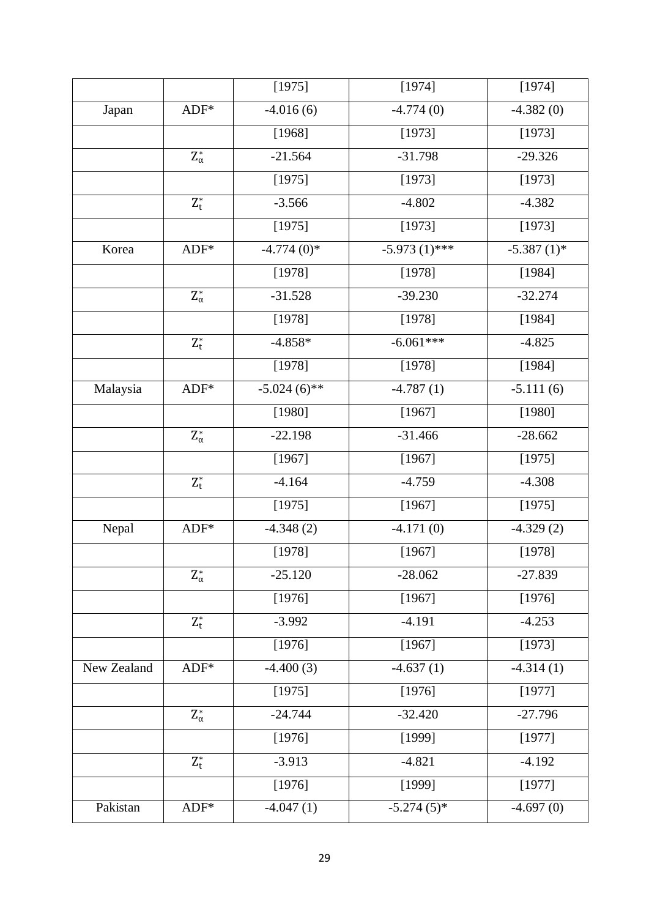| | | [1975] | [1974] | [1974] |
|---|---|---|---|---|
| Japan | ADF* | -4.016 (6) | -4.774 (0) | -4.382 (0) |
| | | [1968] | [1973] | [1973] |
| | $Z_{\alpha}^{*}$ | -21.564 | -31.798 | -29.326 |
| | | [1975] | [1973] | [1973] |
| | $Z_{t}^{*}$ | -3.566 | -4.802 | -4.382 |
| | | [1975] | [1973] | [1973] |
| Korea | ADF* | -4.774 (0)* | -5.973 (1)*** | -5.387 (1)* |
| | | [1978] | [1978] | [1984] |
| | $Z_{\alpha}^{*}$ | -31.528 | -39.230 | -32.274 |
| | | [1978] | [1978] | [1984] |
| | $Z_{t}^{*}$ | -4.858* | -6.061*** | -4.825 |
| | | [1978] | [1978] | [1984] |
| Malaysia | ADF* | -5.024 (6)** | -4.787 (1) | -5.111 (6) |
| | | [1980] | [1967] | [1980] |
| | $Z_{\alpha}^{*}$ | -22.198 | -31.466 | -28.662 |
| | | [1967] | [1967] | [1975] |
| | $Z_{t}^{*}$ | -4.164 | -4.759 | -4.308 |
| | | [1975] | [1967] | [1975] |
| Nepal | ADF* | -4.348 (2) | -4.171 (0) | -4.329 (2) |
| | | [1978] | [1967] | [1978] |
| | $Z_{\alpha}^{*}$ | -25.120 | -28.062 | -27.839 |
| | | [1976] | [1967] | [1976] |
| | $Z_{t}^{*}$ | -3.992 | -4.191 | -4.253 |
| | | [1976] | [1967] | [1973] |
| New Zealand | ADF* | -4.400 (3) | -4.637 (1) | -4.314 (1) |
| | | [1975] | [1976] | [1977] |
| | $Z_{\alpha}^{*}$ | -24.744 | -32.420 | -27.796 |
| | | [1976] | [1999] | [1977] |
| | $Z_{t}^{*}$ | -3.913 | -4.821 | -4.192 |
| | | [1976] | [1999] | [1977] |
| Pakistan | ADF* | -4.047 (1) | -5.274 (5)* | -4.697 (0) |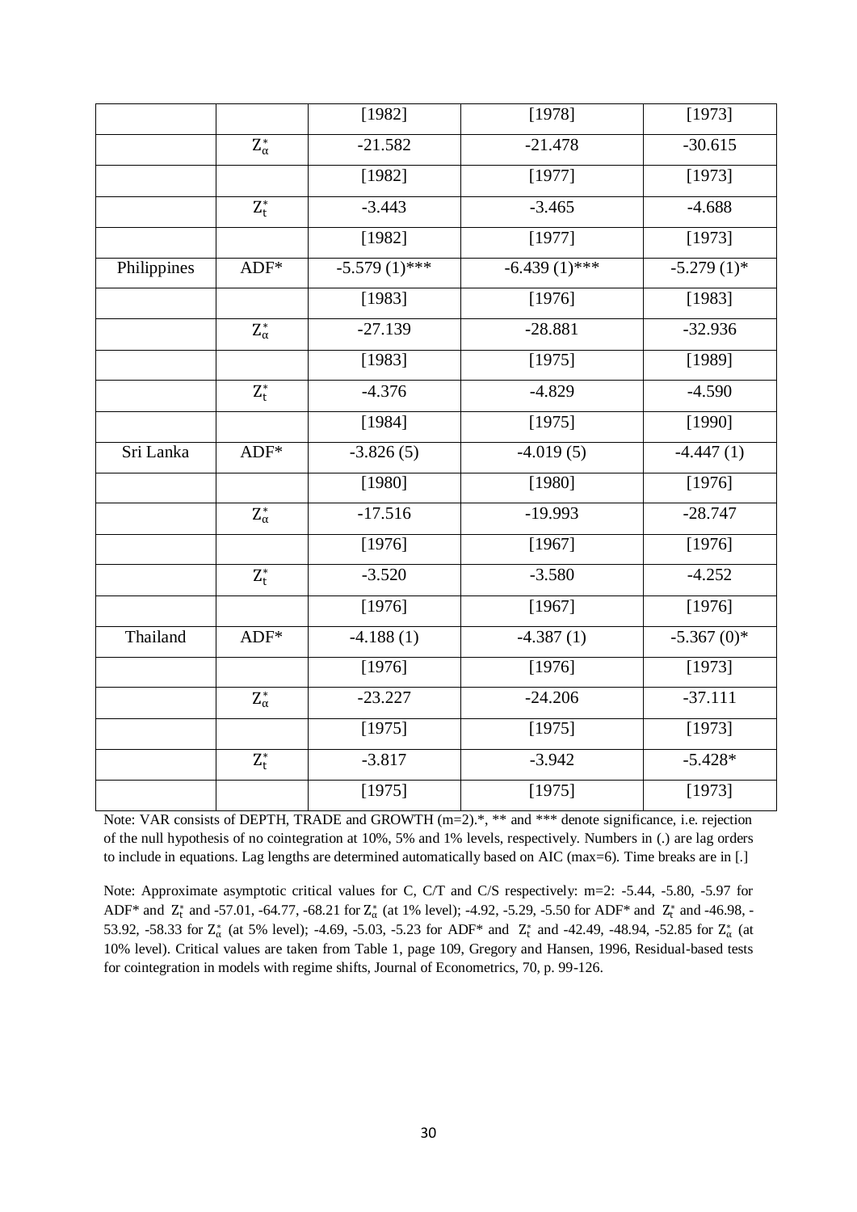| | | | | |
|---|---|---|---|---|
| | | [1982] | [1978] | [1973] |
| | $Z_{\alpha}^{*}$ | -21.582 | -21.478 | -30.615 |
| | | [1982] | [1977] | [1973] |
| | $Z_{t}^{*}$ | -3.443 | -3.465 | -4.688 |
| | | [1982] | [1977] | [1973] |
| Philippines | ADF* | -5.579 (1)*** | -6.439 (1)*** | -5.279 (1)* |
| | | [1983] | [1976] | [1983] |
| | $Z_{\alpha}^{*}$ | -27.139 | -28.881 | -32.936 |
| | | [1983] | [1975] | [1989] |
| | $Z_{t}^{*}$ | -4.376 | -4.829 | -4.590 |
| | | [1984] | [1975] | [1990] |
| Sri Lanka | ADF* | -3.826 (5) | -4.019 (5) | -4.447 (1) |
| | | [1980] | [1980] | [1976] |
| | $Z_{\alpha}^{*}$ | -17.516 | -19.993 | -28.747 |
| | | [1976] | [1967] | [1976] |
| | $Z_{t}^{*}$ | -3.520 | -3.580 | -4.252 |
| | | [1976] | [1967] | [1976] |
| Thailand | ADF* | -4.188 (1) | -4.387 (1) | -5.367 (0)* |
| | | [1976] | [1976] | [1973] |
| | $Z_{\alpha}^{*}$ | -23.227 | -24.206 | -37.111 |
| | | [1975] | [1975] | [1973] |
| | $Z_{t}^{*}$ | -3.817 | -3.942 | -5.428* |
| | | [1975] | [1975] | [1973] |

Note: VAR consists of DEPTH, TRADE and GROWTH (m=2).*, ** and *** denote significance, i.e. rejection of the null hypothesis of no cointegration at 10%, 5% and 1% levels, respectively. Numbers in (.) are lag orders to include in equations. Lag lengths are determined automatically based on AIC (max=6). Time breaks are in [.]

Note: Approximate asymptotic critical values for C, C/T and C/S respectively: m=2: -5.44, -5.80, -5.97 for ADF* and $Z_{t}^{*}$ and -57.01, -64.77, -68.21 for $Z_{\alpha}^{*}$ (at 1% level); -4.92, -5.29, -5.50 for ADF* and $Z_{t}^{*}$ and -46.98, -53.92, -58.33 for $Z_{\alpha}^{*}$ (at 5% level); -4.69, -5.03, -5.23 for ADF* and $Z_{t}^{*}$ and -42.49, -48.94, -52.85 for $Z_{\alpha}^{*}$ (at 10% level). Critical values are taken from Table 1, page 109, Gregory and Hansen, 1996, Residual-based tests for cointegration in models with regime shifts, Journal of Econometrics, 70, p. 99-126.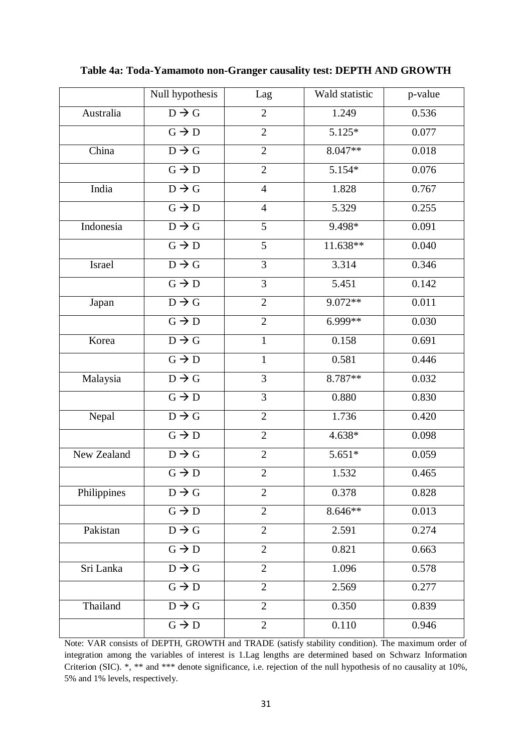**Table 4a: Toda-Yamamoto non-Granger causality test: DEPTH AND GROWTH**

| | Null hypothesis | Lag | Wald statistic | p-value |
|---|---|---|---|---|
| Australia | D → G | 2 | 1.249 | 0.536 |
| | G → D | 2 | 5.125* | 0.077 |
| China | D → G | 2 | 8.047** | 0.018 |
| | G → D | 2 | 5.154* | 0.076 |
| India | D → G | 4 | 1.828 | 0.767 |
| | G → D | 4 | 5.329 | 0.255 |
| Indonesia | D → G | 5 | 9.498* | 0.091 |
| | G → D | 5 | 11.638** | 0.040 |
| Israel | D → G | 3 | 3.314 | 0.346 |
| | G → D | 3 | 5.451 | 0.142 |
| Japan | D → G | 2 | 9.072** | 0.011 |
| | G → D | 2 | 6.999** | 0.030 |
| Korea | D → G | 1 | 0.158 | 0.691 |
| | G → D | 1 | 0.581 | 0.446 |
| Malaysia | D → G | 3 | 8.787** | 0.032 |
| | G → D | 3 | 0.880 | 0.830 |
| Nepal | D → G | 2 | 1.736 | 0.420 |
| | G → D | 2 | 4.638* | 0.098 |
| New Zealand | D → G | 2 | 5.651* | 0.059 |
| | G → D | 2 | 1.532 | 0.465 |
| Philippines | D → G | 2 | 0.378 | 0.828 |
| | G → D | 2 | 8.646** | 0.013 |
| Pakistan | D → G | 2 | 2.591 | 0.274 |
| | G → D | 2 | 0.821 | 0.663 |
| Sri Lanka | D → G | 2 | 1.096 | 0.578 |
| | G → D | 2 | 2.569 | 0.277 |
| Thailand | D → G | 2 | 0.350 | 0.839 |
| | G → D | 2 | 0.110 | 0.946 |

Note: VAR consists of DEPTH, GROWTH and TRADE (satisfy stability condition). The maximum order of integration among the variables of interest is 1.Lag lengths are determined based on Schwarz Information Criterion (SIC). *, ** and *** denote significance, i.e. rejection of the null hypothesis of no causality at 10%, 5% and 1% levels, respectively.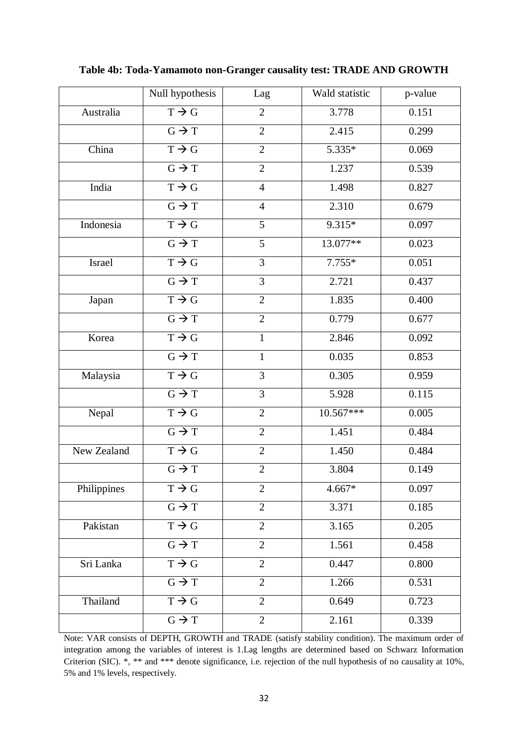**Table 4b: Toda-Yamamoto non-Granger causality test: TRADE AND GROWTH**

| | Null hypothesis | Lag | Wald statistic | p-value |
|---|---|---|---|---|
| Australia | T → G | 2 | 3.778 | 0.151 |
| | G → T | 2 | 2.415 | 0.299 |
| China | T → G | 2 | 5.335* | 0.069 |
| | G → T | 2 | 1.237 | 0.539 |
| India | T → G | 4 | 1.498 | 0.827 |
| | G → T | 4 | 2.310 | 0.679 |
| Indonesia | T → G | 5 | 9.315* | 0.097 |
| | G → T | 5 | 13.077** | 0.023 |
| Israel | T → G | 3 | 7.755* | 0.051 |
| | G → T | 3 | 2.721 | 0.437 |
| Japan | T → G | 2 | 1.835 | 0.400 |
| | G → T | 2 | 0.779 | 0.677 |
| Korea | T → G | 1 | 2.846 | 0.092 |
| | G → T | 1 | 0.035 | 0.853 |
| Malaysia | T → G | 3 | 0.305 | 0.959 |
| | G → T | 3 | 5.928 | 0.115 |
| Nepal | T → G | 2 | 10.567*** | 0.005 |
| | G → T | 2 | 1.451 | 0.484 |
| New Zealand | T → G | 2 | 1.450 | 0.484 |
| | G → T | 2 | 3.804 | 0.149 |
| Philippines | T → G | 2 | 4.667* | 0.097 |
| | G → T | 2 | 3.371 | 0.185 |
| Pakistan | T → G | 2 | 3.165 | 0.205 |
| | G → T | 2 | 1.561 | 0.458 |
| Sri Lanka | T → G | 2 | 0.447 | 0.800 |
| | G → T | 2 | 1.266 | 0.531 |
| Thailand | T → G | 2 | 0.649 | 0.723 |
| | G → T | 2 | 2.161 | 0.339 |

Note: VAR consists of DEPTH, GROWTH and TRADE (satisfy stability condition). The maximum order of integration among the variables of interest is 1.Lag lengths are determined based on Schwarz Information Criterion (SIC). *, ** and *** denote significance, i.e. rejection of the null hypothesis of no causality at 10%, 5% and 1% levels, respectively.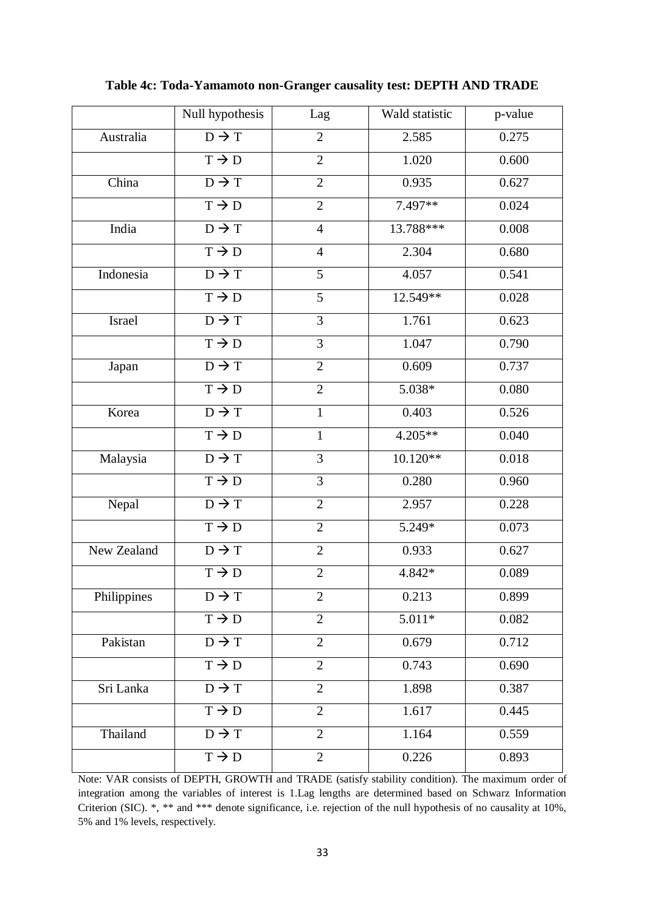**Table 4c: Toda-Yamamoto non-Granger causality test: DEPTH AND TRADE**

| | Null hypothesis | Lag | Wald statistic | p-value |
|---|---|---|---|---|
| Australia | D → T | 2 | 2.585 | 0.275 |
| | T → D | 2 | 1.020 | 0.600 |
| China | D → T | 2 | 0.935 | 0.627 |
| | T → D | 2 | 7.497** | 0.024 |
| India | D → T | 4 | 13.788*** | 0.008 |
| | T → D | 4 | 2.304 | 0.680 |
| Indonesia | D → T | 5 | 4.057 | 0.541 |
| | T → D | 5 | 12.549** | 0.028 |
| Israel | D → T | 3 | 1.761 | 0.623 |
| | T → D | 3 | 1.047 | 0.790 |
| Japan | D → T | 2 | 0.609 | 0.737 |
| | T → D | 2 | 5.038* | 0.080 |
| Korea | D → T | 1 | 0.403 | 0.526 |
| | T → D | 1 | 4.205** | 0.040 |
| Malaysia | D → T | 3 | 10.120** | 0.018 |
| | T → D | 3 | 0.280 | 0.960 |
| Nepal | D → T | 2 | 2.957 | 0.228 |
| | T → D | 2 | 5.249* | 0.073 |
| New Zealand | D → T | 2 | 0.933 | 0.627 |
| | T → D | 2 | 4.842* | 0.089 |
| Philippines | D → T | 2 | 0.213 | 0.899 |
| | T → D | 2 | 5.011* | 0.082 |
| Pakistan | D → T | 2 | 0.679 | 0.712 |
| | T → D | 2 | 0.743 | 0.690 |
| Sri Lanka | D → T | 2 | 1.898 | 0.387 |
| | T → D | 2 | 1.617 | 0.445 |
| Thailand | D → T | 2 | 1.164 | 0.559 |
| | T → D | 2 | 0.226 | 0.893 |

Note: VAR consists of DEPTH, GROWTH and TRADE (satisfy stability condition). The maximum order of integration among the variables of interest is 1.Lag lengths are determined based on Schwarz Information Criterion (SIC). *, ** and *** denote significance, i.e. rejection of the null hypothesis of no causality at 10%, 5% and 1% levels, respectively.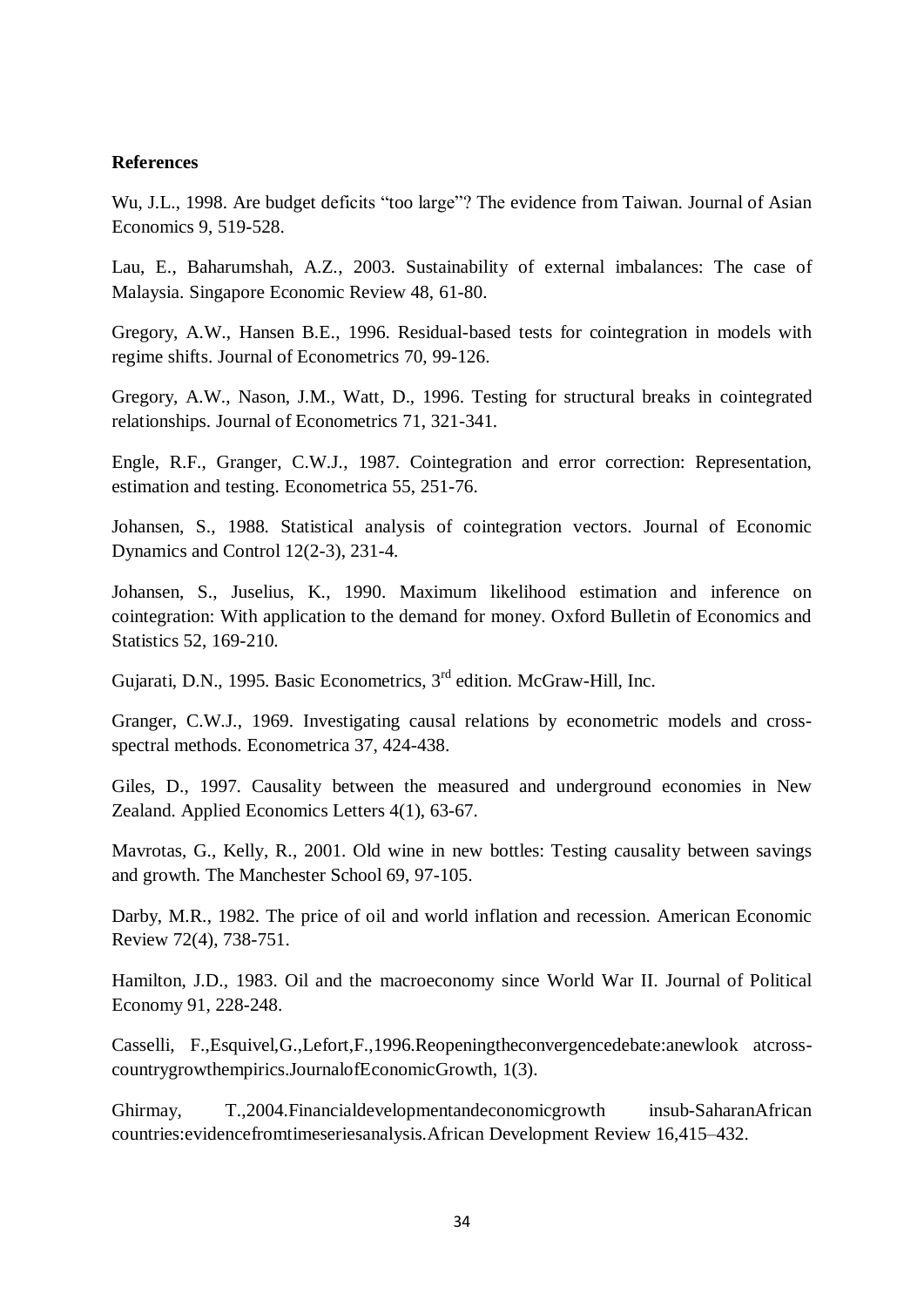**References**

Wu, J.L., 1998. Are budget deficits "too large"? The evidence from Taiwan. Journal of Asian Economics 9, 519-528.

Lau, E., Baharumshah, A.Z., 2003. Sustainability of external imbalances: The case of Malaysia. Singapore Economic Review 48, 61-80.

Gregory, A.W., Hansen B.E., 1996. Residual-based tests for cointegration in models with regime shifts. Journal of Econometrics 70, 99-126.

Gregory, A.W., Nason, J.M., Watt, D., 1996. Testing for structural breaks in cointegrated relationships. Journal of Econometrics 71, 321-341.

Engle, R.F., Granger, C.W.J., 1987. Cointegration and error correction: Representation, estimation and testing. Econometrica 55, 251-76.

Johansen, S., 1988. Statistical analysis of cointegration vectors. Journal of Economic Dynamics and Control 12(2-3), 231-4.

Johansen, S., Juselius, K., 1990. Maximum likelihood estimation and inference on cointegration: With application to the demand for money. Oxford Bulletin of Economics and Statistics 52, 169-210.

Gujarati, D.N., 1995. Basic Econometrics, 3rd edition. McGraw-Hill, Inc.

Granger, C.W.J., 1969. Investigating causal relations by econometric models and cross-spectral methods. Econometrica 37, 424-438.

Giles, D., 1997. Causality between the measured and underground economies in New Zealand. Applied Economics Letters 4(1), 63-67.

Mavrotas, G., Kelly, R., 2001. Old wine in new bottles: Testing causality between savings and growth. The Manchester School 69, 97-105.

Darby, M.R., 1982. The price of oil and world inflation and recession. American Economic Review 72(4), 738-751.

Hamilton, J.D., 1983. Oil and the macroeconomy since World War II. Journal of Political Economy 91, 228-248.

Casselli, F.,Esquivel,G.,Lefort,F.,1996.Reopeningtheconvergencedebate:anewlook atcross-countrygrowthempirics.JournalofEconomicGrowth, 1(3).

Ghirmay, T.,2004.Financialdevelopmentandeconomicgrowth insub-SaharanAfrican countries:evidencefromtimeseriesanalysis.African Development Review 16,415–432.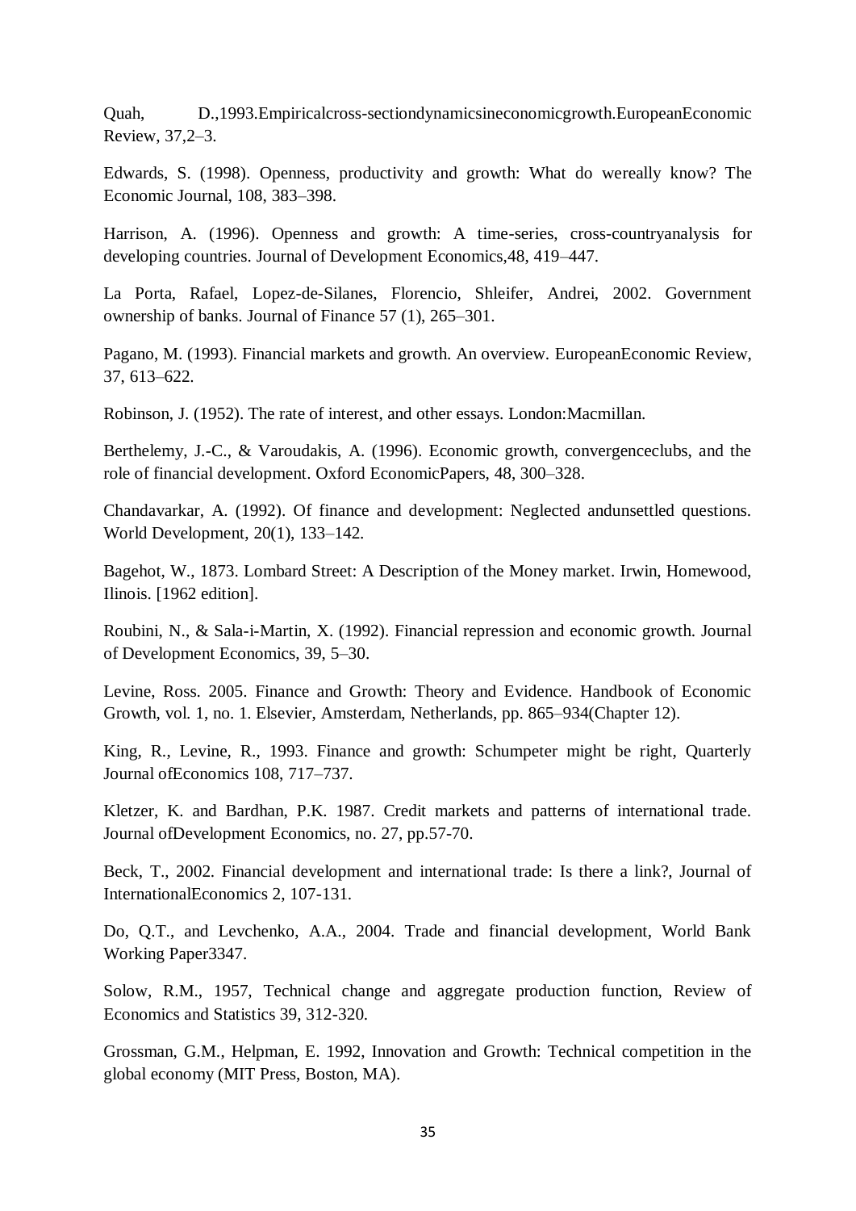Quah, D.,1993.Empiricalcross-sectiondynamicsineconomicgrowth.EuropeanEconomic Review, 37,2–3.

Edwards, S. (1998). Openness, productivity and growth: What do wereally know? The Economic Journal, 108, 383–398.

Harrison, A. (1996). Openness and growth: A time-series, cross-countryanalysis for developing countries. Journal of Development Economics,48, 419–447.

La Porta, Rafael, Lopez-de-Silanes, Florencio, Shleifer, Andrei, 2002. Government ownership of banks. Journal of Finance 57 (1), 265–301.

Pagano, M. (1993). Financial markets and growth. An overview. EuropeanEconomic Review, 37, 613–622.

Robinson, J. (1952). The rate of interest, and other essays. London:Macmillan.

Berthelemy, J.-C., & Varoudakis, A. (1996). Economic growth, convergenceclubs, and the role of financial development. Oxford EconomicPapers, 48, 300–328.

Chandavarkar, A. (1992). Of finance and development: Neglected andunsettled questions. World Development, 20(1), 133–142.

Bagehot, W., 1873. Lombard Street: A Description of the Money market. Irwin, Homewood, Ilinois. [1962 edition].

Roubini, N., & Sala-i-Martin, X. (1992). Financial repression and economic growth. Journal of Development Economics, 39, 5–30.

Levine, Ross. 2005. Finance and Growth: Theory and Evidence. Handbook of Economic Growth, vol. 1, no. 1. Elsevier, Amsterdam, Netherlands, pp. 865–934(Chapter 12).

King, R., Levine, R., 1993. Finance and growth: Schumpeter might be right, Quarterly Journal ofEconomics 108, 717–737.

Kletzer, K. and Bardhan, P.K. 1987. Credit markets and patterns of international trade. Journal ofDevelopment Economics, no. 27, pp.57-70.

Beck, T., 2002. Financial development and international trade: Is there a link?, Journal of InternationalEconomics 2, 107-131.

Do, Q.T., and Levchenko, A.A., 2004. Trade and financial development, World Bank Working Paper3347.

Solow, R.M., 1957, Technical change and aggregate production function, Review of Economics and Statistics 39, 312-320.

Grossman, G.M., Helpman, E. 1992, Innovation and Growth: Technical competition in the global economy (MIT Press, Boston, MA).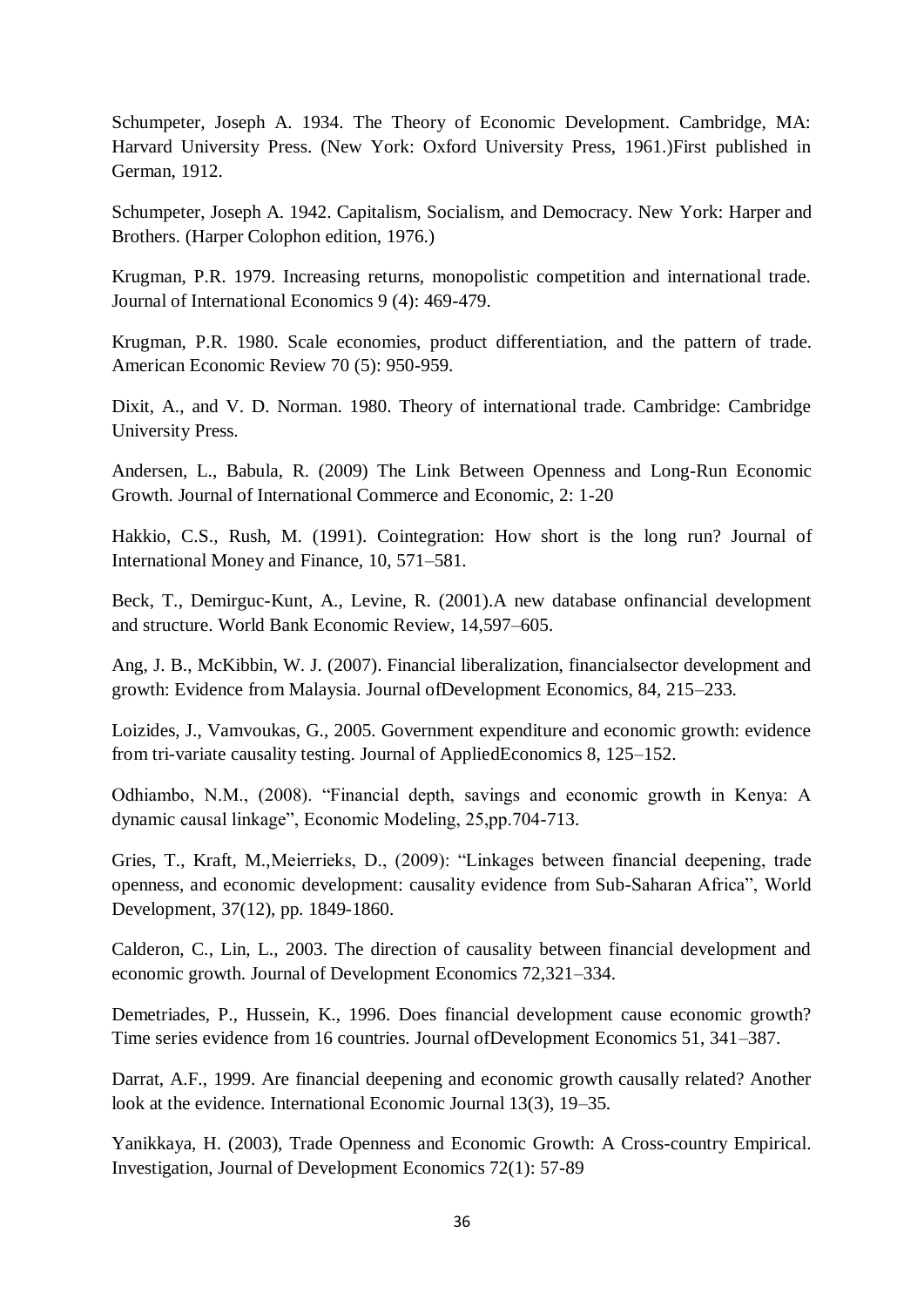Schumpeter, Joseph A. 1934. The Theory of Economic Development. Cambridge, MA: Harvard University Press. (New York: Oxford University Press, 1961.)First published in German, 1912.

Schumpeter, Joseph A. 1942. Capitalism, Socialism, and Democracy. New York: Harper and Brothers. (Harper Colophon edition, 1976.)

Krugman, P.R. 1979. Increasing returns, monopolistic competition and international trade. Journal of International Economics 9 (4): 469-479.

Krugman, P.R. 1980. Scale economies, product differentiation, and the pattern of trade. American Economic Review 70 (5): 950-959.

Dixit, A., and V. D. Norman. 1980. Theory of international trade. Cambridge: Cambridge University Press.

Andersen, L., Babula, R. (2009) The Link Between Openness and Long-Run Economic Growth. Journal of International Commerce and Economic, 2: 1-20

Hakkio, C.S., Rush, M. (1991). Cointegration: How short is the long run? Journal of International Money and Finance, 10, 571–581.

Beck, T., Demirguc-Kunt, A., Levine, R. (2001).A new database onfinancial development and structure. World Bank Economic Review, 14,597–605.

Ang, J. B., McKibbin, W. J. (2007). Financial liberalization, financialsector development and growth: Evidence from Malaysia. Journal ofDevelopment Economics, 84, 215–233.

Loizides, J., Vamvoukas, G., 2005. Government expenditure and economic growth: evidence from tri-variate causality testing. Journal of AppliedEconomics 8, 125–152.

Odhiambo, N.M., (2008). "Financial depth, savings and economic growth in Kenya: A dynamic causal linkage", Economic Modeling, 25,pp.704-713.

Gries, T., Kraft, M.,Meierrieks, D., (2009): "Linkages between financial deepening, trade openness, and economic development: causality evidence from Sub-Saharan Africa", World Development, 37(12), pp. 1849-1860.

Calderon, C., Lin, L., 2003. The direction of causality between financial development and economic growth. Journal of Development Economics 72,321–334.

Demetriades, P., Hussein, K., 1996. Does financial development cause economic growth? Time series evidence from 16 countries. Journal ofDevelopment Economics 51, 341–387.

Darrat, A.F., 1999. Are financial deepening and economic growth causally related? Another look at the evidence. International Economic Journal 13(3), 19–35.

Yanikkaya, H. (2003), Trade Openness and Economic Growth: A Cross-country Empirical. Investigation, Journal of Development Economics 72(1): 57-89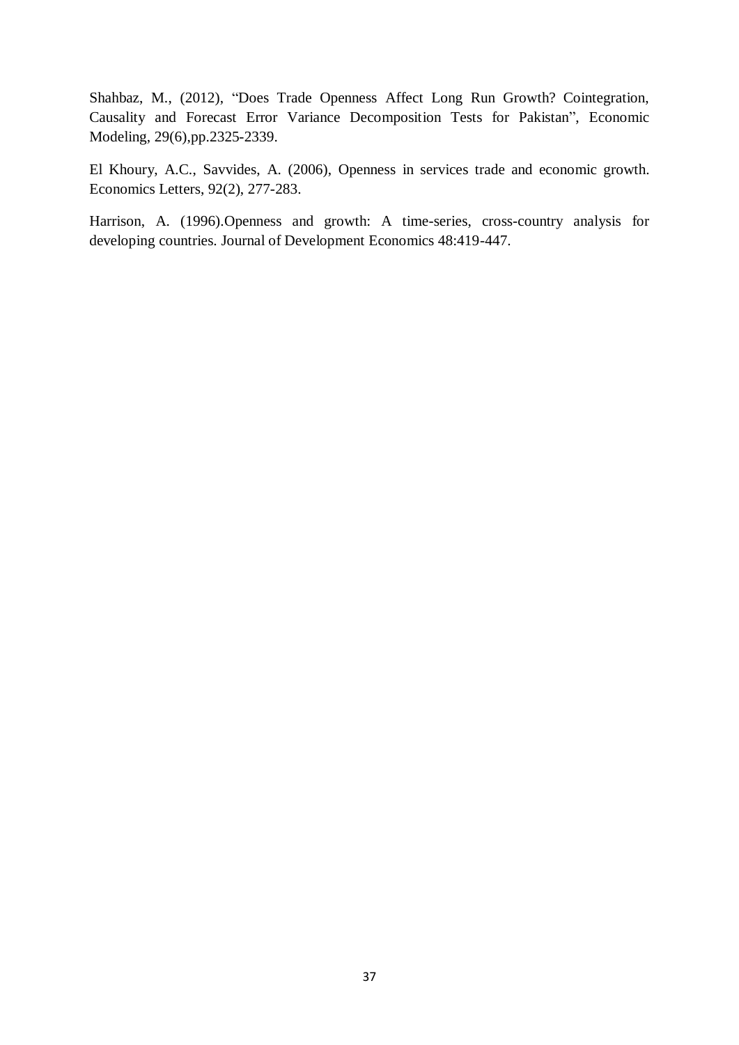Shahbaz, M., (2012), “Does Trade Openness Affect Long Run Growth? Cointegration, Causality and Forecast Error Variance Decomposition Tests for Pakistan”, Economic Modeling, 29(6),pp.2325-2339.

El Khoury, A.C., Savvides, A. (2006), Openness in services trade and economic growth. Economics Letters, 92(2), 277-283.

Harrison, A. (1996).Openness and growth: A time-series, cross-country analysis for developing countries. Journal of Development Economics 48:419-447.